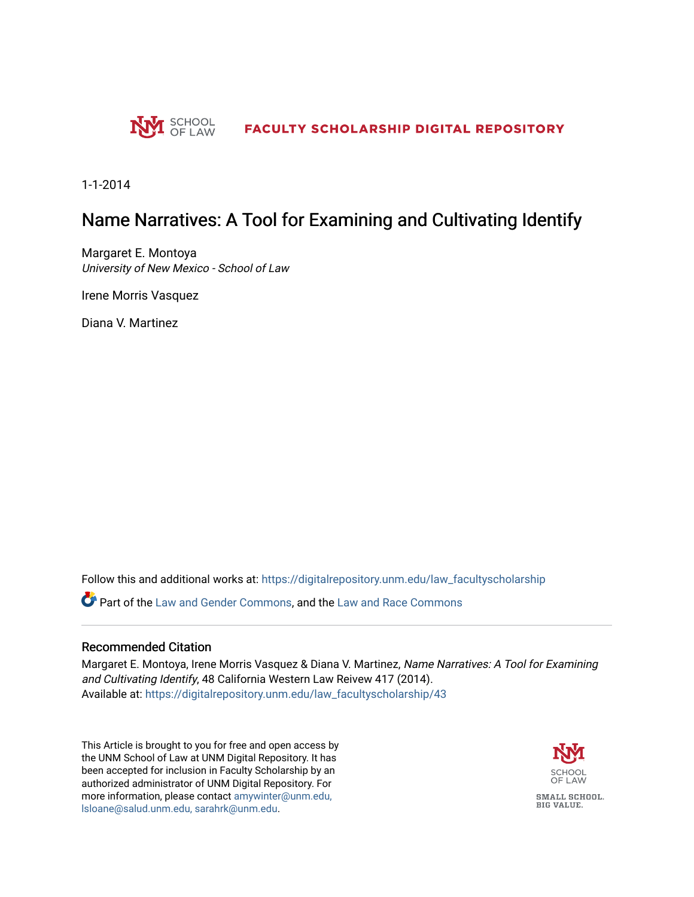UNM SCHOOL OF LAW — FACULTY SCHOLARSHIP DIGITAL REPOSITORY

1-1-2014

# Name Narratives: A Tool for Examining and Cultivating Identify

Margaret E. Montoya
*University of New Mexico - School of Law*

Irene Morris Vasquez

Diana V. Martinez

Follow this and additional works at: https://digitalrepository.unm.edu/law_facultyscholarship

Part of the Law and Gender Commons, and the Law and Race Commons

## Recommended Citation

Margaret E. Montoya, Irene Morris Vasquez & Diana V. Martinez, *Name Narratives: A Tool for Examining and Cultivating Identify*, 48 California Western Law Reivew 417 (2014).
Available at: https://digitalrepository.unm.edu/law_facultyscholarship/43

This Article is brought to you for free and open access by the UNM School of Law at UNM Digital Repository. It has been accepted for inclusion in Faculty Scholarship by an authorized administrator of UNM Digital Repository. For more information, please contact amywinter@unm.edu, lsloane@salud.unm.edu, sarahrk@unm.edu.

SCHOOL OF LAW — SMALL SCHOOL. BIG VALUE.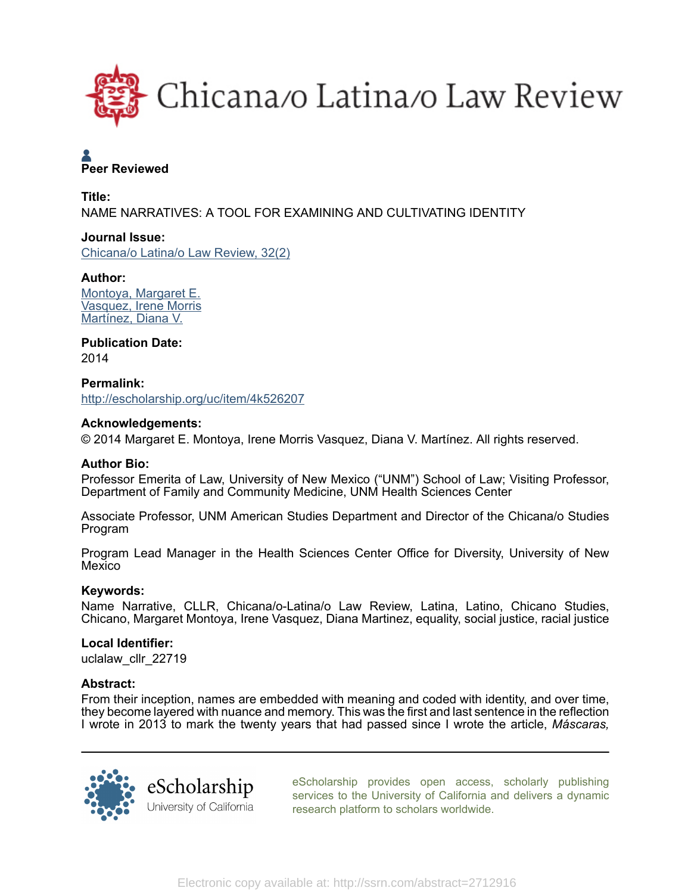Peer Reviewed

**Title:**

NAME NARRATIVES: A TOOL FOR EXAMINING AND CULTIVATING IDENTITY

**Journal Issue:**

Chicana/o Latina/o Law Review, 32(2)

**Author:**

Montoya, Margaret E.
Vasquez, Irene Morris
Martínez, Diana V.

**Publication Date:**

2014

**Permalink:**

http://escholarship.org/uc/item/4k526207

**Acknowledgements:**

© 2014 Margaret E. Montoya, Irene Morris Vasquez, Diana V. Martínez. All rights reserved.

**Author Bio:**

Professor Emerita of Law, University of New Mexico ("UNM") School of Law; Visiting Professor, Department of Family and Community Medicine, UNM Health Sciences Center

Associate Professor, UNM American Studies Department and Director of the Chicana/o Studies Program

Program Lead Manager in the Health Sciences Center Office for Diversity, University of New Mexico

**Keywords:**

Name Narrative, CLLR, Chicana/o-Latina/o Law Review, Latina, Latino, Chicano Studies, Chicano, Margaret Montoya, Irene Vasquez, Diana Martinez, equality, social justice, racial justice

**Local Identifier:**

uclalaw_cllr_22719

**Abstract:**

From their inception, names are embedded with meaning and coded with identity, and over time, they become layered with nuance and memory. This was the first and last sentence in the reflection I wrote in 2013 to mark the twenty years that had passed since I wrote the article, *Máscaras,*

eScholarship provides open access, scholarly publishing services to the University of California and delivers a dynamic research platform to scholars worldwide.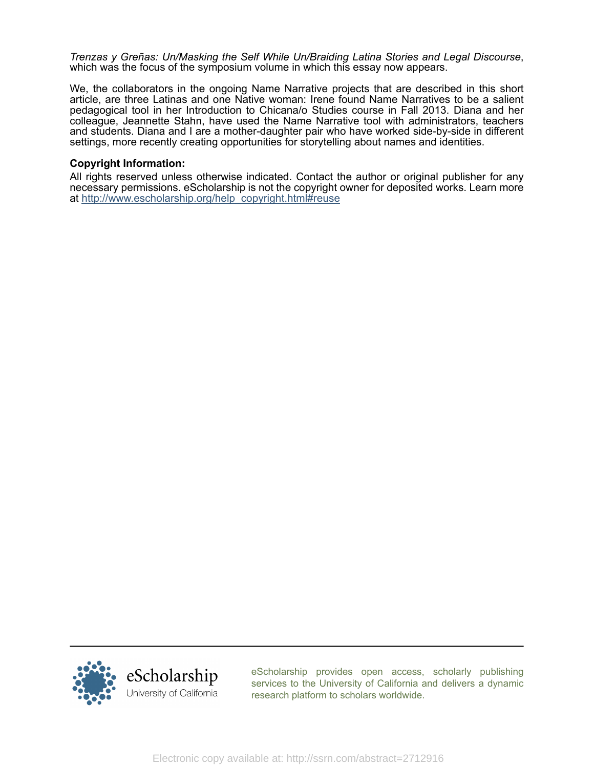*Trenzas y Greñas: Un/Masking the Self While Un/Braiding Latina Stories and Legal Discourse*, which was the focus of the symposium volume in which this essay now appears.

We, the collaborators in the ongoing Name Narrative projects that are described in this short article, are three Latinas and one Native woman: Irene found Name Narratives to be a salient pedagogical tool in her Introduction to Chicana/o Studies course in Fall 2013. Diana and her colleague, Jeannette Stahn, have used the Name Narrative tool with administrators, teachers and students. Diana and I are a mother-daughter pair who have worked side-by-side in different settings, more recently creating opportunities for storytelling about names and identities.

**Copyright Information:**

All rights reserved unless otherwise indicated. Contact the author or original publisher for any necessary permissions. eScholarship is not the copyright owner for deposited works. Learn more at http://www.escholarship.org/help_copyright.html#reuse

eScholarship provides open access, scholarly publishing services to the University of California and delivers a dynamic research platform to scholars worldwide.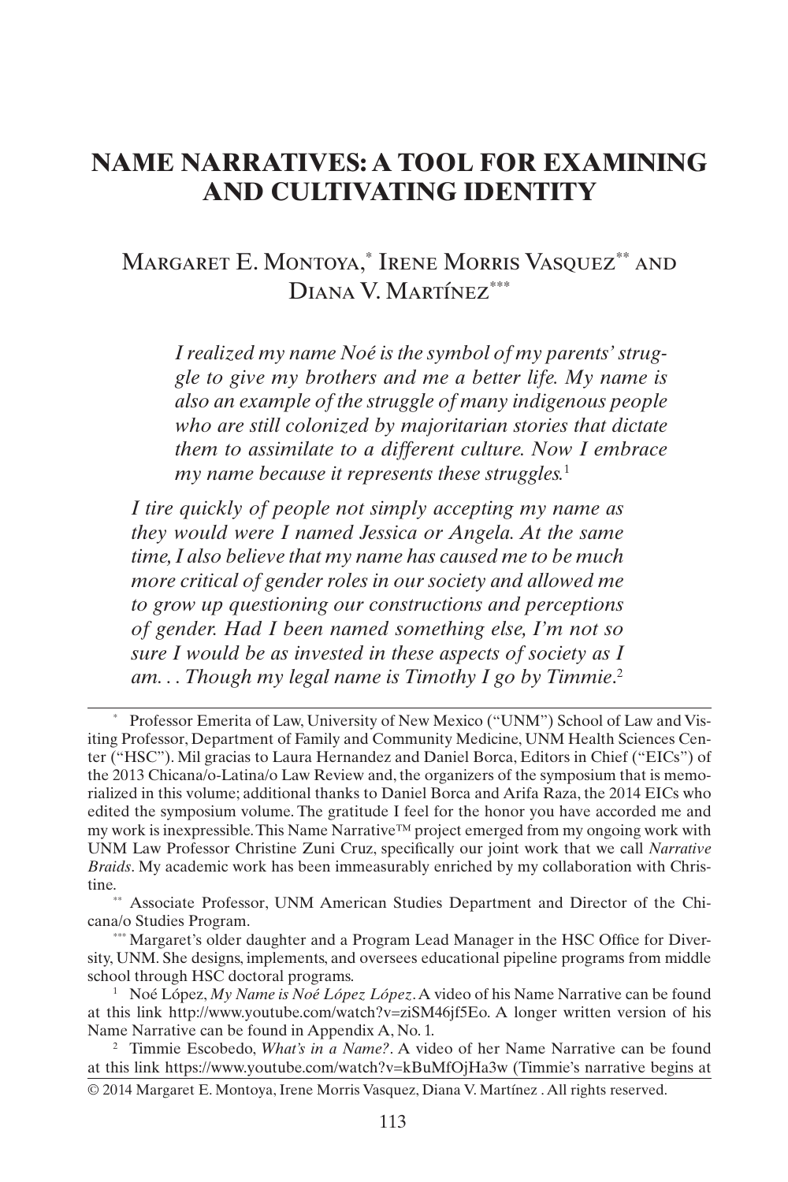# NAME NARRATIVES: A TOOL FOR EXAMINING AND CULTIVATING IDENTITY

Margaret E. Montoya,[*] Irene Morris Vasquez[**] and Diana V. Martínez[***]

> *I realized my name Noé is the symbol of my parents' struggle to give my brothers and me a better life. My name is also an example of the struggle of many indigenous people who are still colonized by majoritarian stories that dictate them to assimilate to a different culture. Now I embrace my name because it represents these struggles.*[1]

> *I tire quickly of people not simply accepting my name as they would were I named Jessica or Angela. At the same time, I also believe that my name has caused me to be much more critical of gender roles in our society and allowed me to grow up questioning our constructions and perceptions of gender. Had I been named something else, I'm not so sure I would be as invested in these aspects of society as I am. . . Though my legal name is Timothy I go by Timmie*.[2]

---

[*] Professor Emerita of Law, University of New Mexico ("UNM") School of Law and Visiting Professor, Department of Family and Community Medicine, UNM Health Sciences Center ("HSC"). Mil gracias to Laura Hernandez and Daniel Borca, Editors in Chief ("EICs") of the 2013 Chicana/o-Latina/o Law Review and, the organizers of the symposium that is memorialized in this volume; additional thanks to Daniel Borca and Arifa Raza, the 2014 EICs who edited the symposium volume. The gratitude I feel for the honor you have accorded me and my work is inexpressible. This Name Narrative™ project emerged from my ongoing work with UNM Law Professor Christine Zuni Cruz, specifically our joint work that we call *Narrative Braids*. My academic work has been immeasurably enriched by my collaboration with Christine.

[**] Associate Professor, UNM American Studies Department and Director of the Chicana/o Studies Program.

[***] Margaret's older daughter and a Program Lead Manager in the HSC Office for Diversity, UNM. She designs, implements, and oversees educational pipeline programs from middle school through HSC doctoral programs.

[1] Noé López, *My Name is Noé López López*. A video of his Name Narrative can be found at this link http://www.youtube.com/watch?v=ziSM46jf5Eo. A longer written version of his Name Narrative can be found in Appendix A, No. 1.

[2] Timmie Escobedo, *What's in a Name?*. A video of her Name Narrative can be found at this link https://www.youtube.com/watch?v=kBuMfOjHa3w (Timmie's narrative begins at

© 2014 Margaret E. Montoya, Irene Morris Vasquez, Diana V. Martínez . All rights reserved.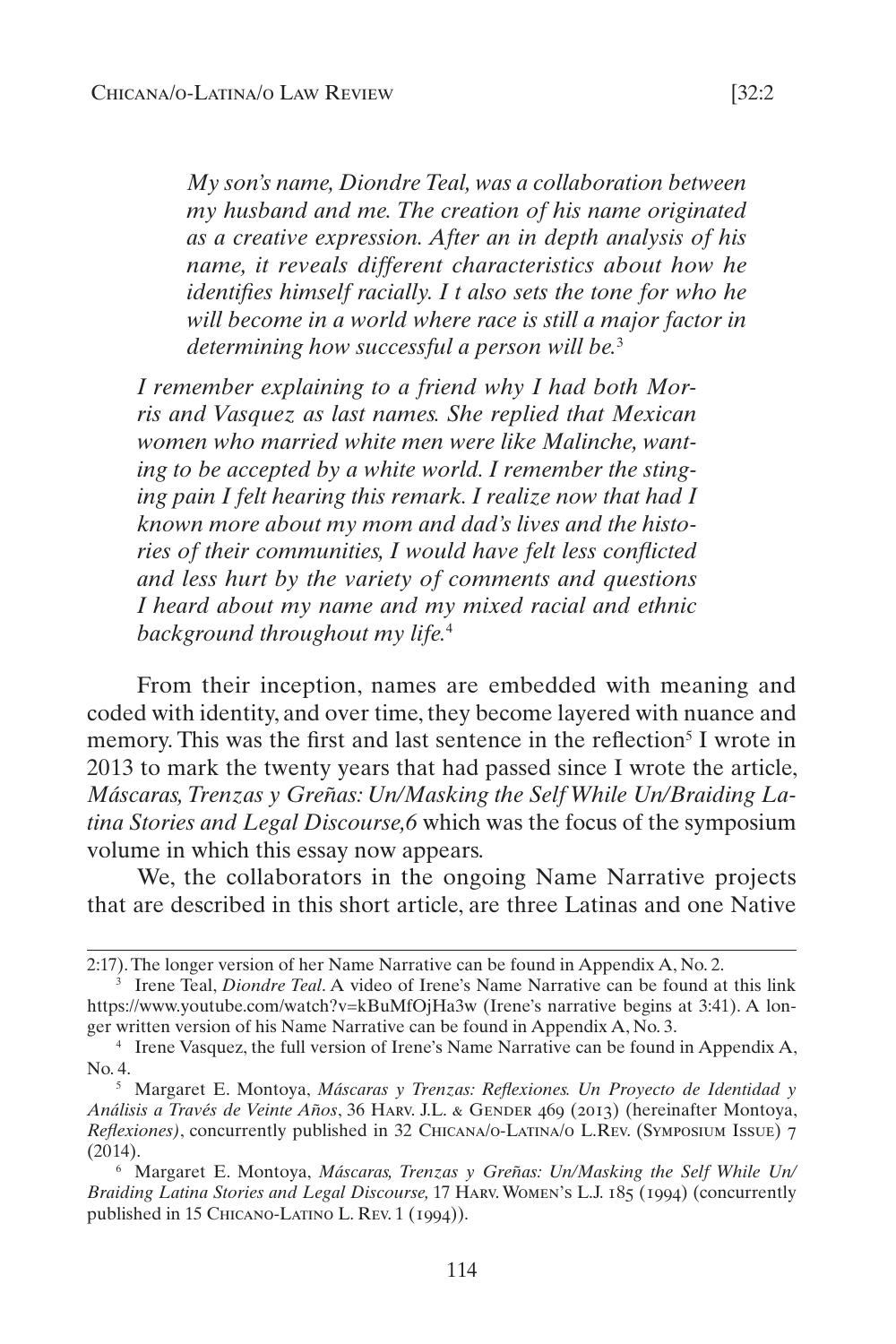> *My son's name, Diondre Teal, was a collaboration between my husband and me. The creation of his name originated as a creative expression. After an in depth analysis of his name, it reveals different characteristics about how he identifies himself racially. I t also sets the tone for who he will become in a world where race is still a major factor in determining how successful a person will be.*[3]

> *I remember explaining to a friend why I had both Morris and Vasquez as last names. She replied that Mexican women who married white men were like Malinche, wanting to be accepted by a white world. I remember the stinging pain I felt hearing this remark. I realize now that had I known more about my mom and dad's lives and the histories of their communities, I would have felt less conflicted and less hurt by the variety of comments and questions I heard about my name and my mixed racial and ethnic background throughout my life.*[4]

From their inception, names are embedded with meaning and coded with identity, and over time, they become layered with nuance and memory. This was the first and last sentence in the reflection[5] I wrote in 2013 to mark the twenty years that had passed since I wrote the article, *Máscaras, Trenzas y Greñas: Un/Masking the Self While Un/Braiding Latina Stories and Legal Discourse,6* which was the focus of the symposium volume in which this essay now appears.

We, the collaborators in the ongoing Name Narrative projects that are described in this short article, are three Latinas and one Native

---

2:17). The longer version of her Name Narrative can be found in Appendix A, No. 2.

[3] Irene Teal, *Diondre Teal*. A video of Irene's Name Narrative can be found at this link https://www.youtube.com/watch?v=kBuMfOjHa3w (Irene's narrative begins at 3:41). A longer written version of his Name Narrative can be found in Appendix A, No. 3.

[4] Irene Vasquez, the full version of Irene's Name Narrative can be found in Appendix A, No. 4.

[5] Margaret E. Montoya, *Máscaras y Trenzas: Reflexiones. Un Proyecto de Identidad y Análisis a Través de Veinte Años*, 36 Harv. J.L. & Gender 469 (2013) (hereinafter Montoya, *Reflexiones)*, concurrently published in 32 Chicana/o-Latina/o L.Rev. (Symposium Issue) 7 (2014).

[6] Margaret E. Montoya, *Máscaras, Trenzas y Greñas: Un/Masking the Self While Un/Braiding Latina Stories and Legal Discourse,* 17 Harv. Women's L.J. 185 (1994) (concurrently published in 15 Chicano-Latino L. Rev. 1 (1994)).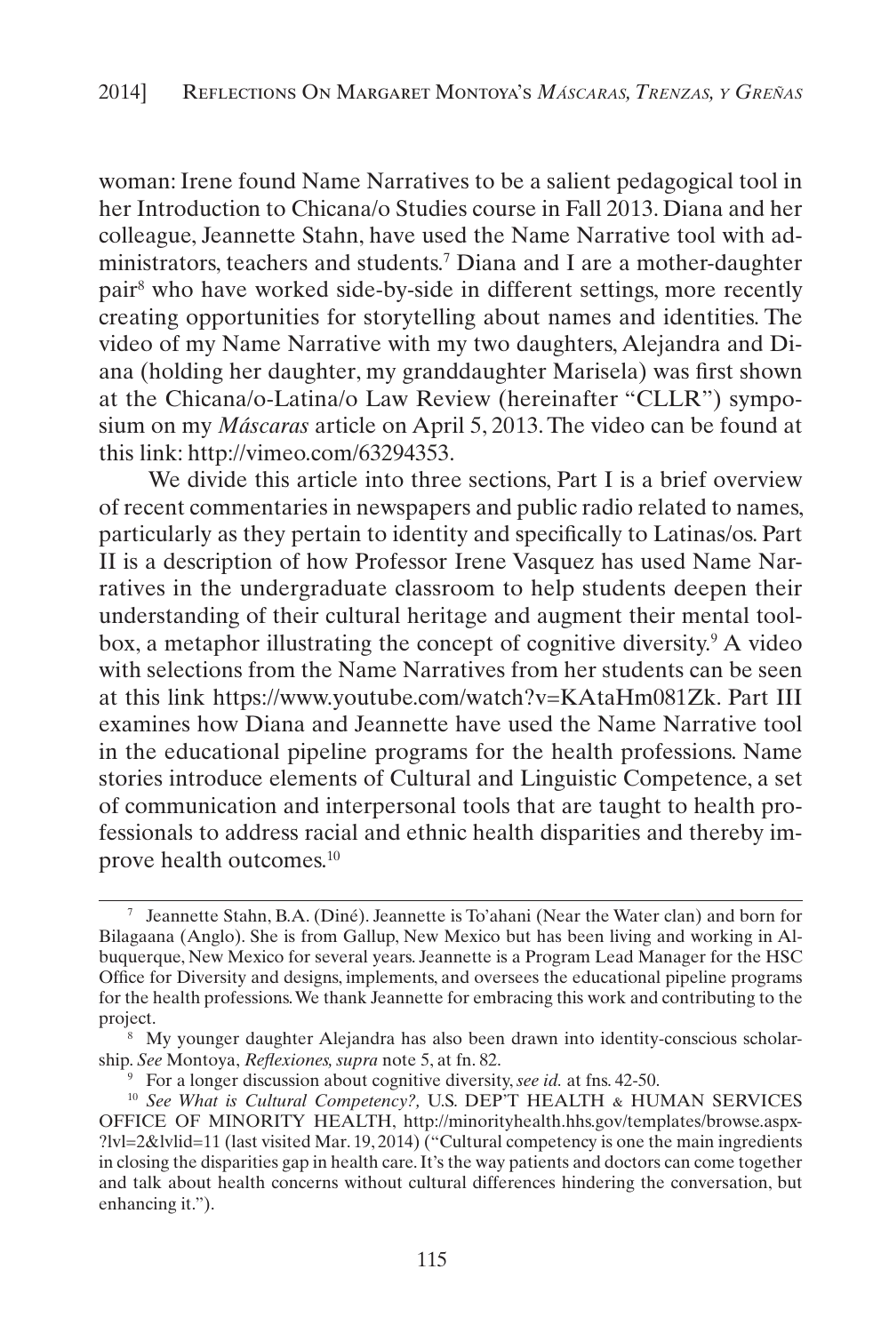woman: Irene found Name Narratives to be a salient pedagogical tool in her Introduction to Chicana/o Studies course in Fall 2013. Diana and her colleague, Jeannette Stahn, have used the Name Narrative tool with administrators, teachers and students.[7] Diana and I are a mother-daughter pair[8] who have worked side-by-side in different settings, more recently creating opportunities for storytelling about names and identities. The video of my Name Narrative with my two daughters, Alejandra and Diana (holding her daughter, my granddaughter Marisela) was first shown at the Chicana/o-Latina/o Law Review (hereinafter "CLLR") symposium on my *Máscaras* article on April 5, 2013. The video can be found at this link: http://vimeo.com/63294353.

We divide this article into three sections, Part I is a brief overview of recent commentaries in newspapers and public radio related to names, particularly as they pertain to identity and specifically to Latinas/os. Part II is a description of how Professor Irene Vasquez has used Name Narratives in the undergraduate classroom to help students deepen their understanding of their cultural heritage and augment their mental toolbox, a metaphor illustrating the concept of cognitive diversity.[9] A video with selections from the Name Narratives from her students can be seen at this link https://www.youtube.com/watch?v=KAtaHm081Zk. Part III examines how Diana and Jeannette have used the Name Narrative tool in the educational pipeline programs for the health professions. Name stories introduce elements of Cultural and Linguistic Competence, a set of communication and interpersonal tools that are taught to health professionals to address racial and ethnic health disparities and thereby improve health outcomes.[10]

---

[7] Jeannette Stahn, B.A. (Diné). Jeannette is To'ahani (Near the Water clan) and born for Bilagaana (Anglo). She is from Gallup, New Mexico but has been living and working in Albuquerque, New Mexico for several years. Jeannette is a Program Lead Manager for the HSC Office for Diversity and designs, implements, and oversees the educational pipeline programs for the health professions. We thank Jeannette for embracing this work and contributing to the project.

[8] My younger daughter Alejandra has also been drawn into identity-conscious scholarship. *See* Montoya, *Reflexiones, supra* note 5, at fn. 82.

[9] For a longer discussion about cognitive diversity, *see id.* at fns. 42-50.

[10] *See What is Cultural Competency?,* U.S. DEP'T HEALTH & HUMAN SERVICES OFFICE OF MINORITY HEALTH, http://minorityhealth.hhs.gov/templates/browse.aspx?lvl=2&lvlid=11 (last visited Mar. 19, 2014) ("Cultural competency is one the main ingredients in closing the disparities gap in health care. It's the way patients and doctors can come together and talk about health concerns without cultural differences hindering the conversation, but enhancing it.").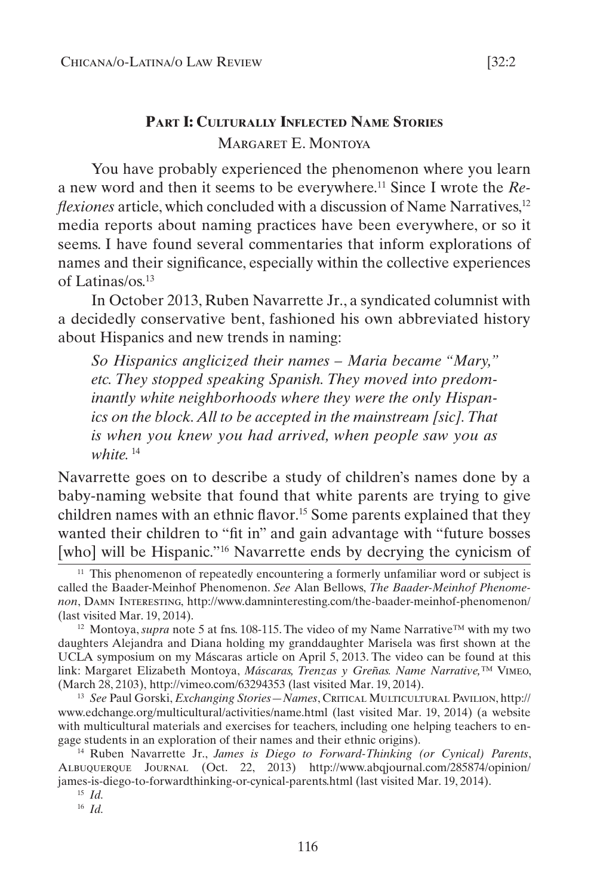## Part I: Culturally Inflected Name Stories

Margaret E. Montoya

You have probably experienced the phenomenon where you learn a new word and then it seems to be everywhere.[11] Since I wrote the *Reflexiones* article, which concluded with a discussion of Name Narratives,[12] media reports about naming practices have been everywhere, or so it seems. I have found several commentaries that inform explorations of names and their significance, especially within the collective experiences of Latinas/os.[13]

In October 2013, Ruben Navarrette Jr., a syndicated columnist with a decidedly conservative bent, fashioned his own abbreviated history about Hispanics and new trends in naming:

> *So Hispanics anglicized their names – Maria became "Mary," etc. They stopped speaking Spanish. They moved into predominantly white neighborhoods where they were the only Hispanics on the block. All to be accepted in the mainstream [sic]. That is when you knew you had arrived, when people saw you as white.* [14]

Navarrette goes on to describe a study of children's names done by a baby-naming website that found that white parents are trying to give children names with an ethnic flavor.[15] Some parents explained that they wanted their children to "fit in" and gain advantage with "future bosses [who] will be Hispanic."[16] Navarrette ends by decrying the cynicism of

---

[11] This phenomenon of repeatedly encountering a formerly unfamiliar word or subject is called the Baader-Meinhof Phenomenon. *See* Alan Bellows, *The Baader-Meinhof Phenomenon*, Damn Interesting, http://www.damninteresting.com/the-baader-meinhof-phenomenon/ (last visited Mar. 19, 2014).

[12] Montoya, *supra* note 5 at fns. 108-115. The video of my Name Narrative™ with my two daughters Alejandra and Diana holding my granddaughter Marisela was first shown at the UCLA symposium on my Máscaras article on April 5, 2013. The video can be found at this link: Margaret Elizabeth Montoya, *Máscaras, Trenzas y Greñas. Name Narrative,*™ Vimeo, (March 28, 2103), http://vimeo.com/63294353 (last visited Mar. 19, 2014).

[13] *See* Paul Gorski, *Exchanging Stories—Names*, Critical Multicultural Pavilion, http://www.edchange.org/multicultural/activities/name.html (last visited Mar. 19, 2014) (a website with multicultural materials and exercises for teachers, including one helping teachers to engage students in an exploration of their names and their ethnic origins).

[14] Ruben Navarrette Jr., *James is Diego to Forward-Thinking (or Cynical) Parents*, Albuquerque Journal (Oct. 22, 2013) http://www.abqjournal.com/285874/opinion/james-is-diego-to-forwardthinking-or-cynical-parents.html (last visited Mar. 19, 2014).

[15] *Id.*

[16] *Id.*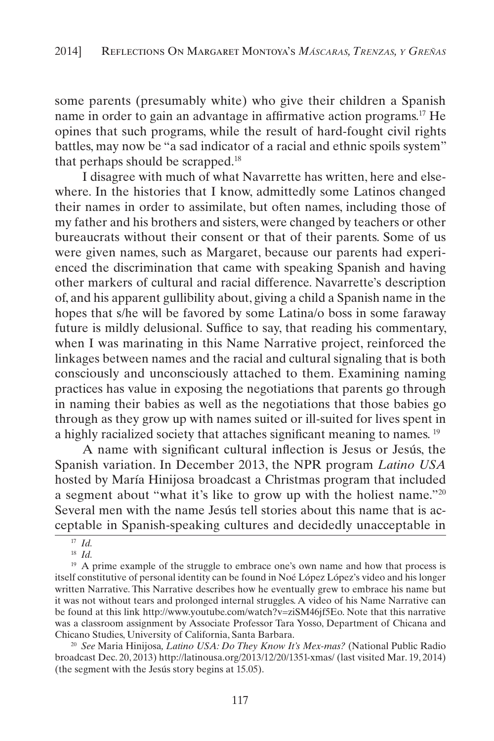some parents (presumably white) who give their children a Spanish name in order to gain an advantage in affirmative action programs.[17] He opines that such programs, while the result of hard-fought civil rights battles, may now be "a sad indicator of a racial and ethnic spoils system" that perhaps should be scrapped.[18]

I disagree with much of what Navarrette has written, here and elsewhere. In the histories that I know, admittedly some Latinos changed their names in order to assimilate, but often names, including those of my father and his brothers and sisters, were changed by teachers or other bureaucrats without their consent or that of their parents. Some of us were given names, such as Margaret, because our parents had experienced the discrimination that came with speaking Spanish and having other markers of cultural and racial difference. Navarrette's description of, and his apparent gullibility about, giving a child a Spanish name in the hopes that s/he will be favored by some Latina/o boss in some faraway future is mildly delusional. Suffice to say, that reading his commentary, when I was marinating in this Name Narrative project, reinforced the linkages between names and the racial and cultural signaling that is both consciously and unconsciously attached to them. Examining naming practices has value in exposing the negotiations that parents go through in naming their babies as well as the negotiations that those babies go through as they grow up with names suited or ill-suited for lives spent in a highly racialized society that attaches significant meaning to names.[19]

A name with significant cultural inflection is Jesus or Jesús, the Spanish variation. In December 2013, the NPR program *Latino USA* hosted by María Hinijosa broadcast a Christmas program that included a segment about "what it's like to grow up with the holiest name."[20] Several men with the name Jesús tell stories about this name that is acceptable in Spanish-speaking cultures and decidedly unacceptable in

---

[17] *Id.*

[18] *Id.*

[19] A prime example of the struggle to embrace one's own name and how that process is itself constitutive of personal identity can be found in Noé López López's video and his longer written Narrative. This Narrative describes how he eventually grew to embrace his name but it was not without tears and prolonged internal struggles. A video of his Name Narrative can be found at this link http://www.youtube.com/watch?v=ziSM46jf5Eo. Note that this narrative was a classroom assignment by Associate Professor Tara Yosso, Department of Chicana and Chicano Studies, University of California, Santa Barbara.

[20] *See* Maria Hinijosa, *Latino USA: Do They Know It's Mex-mas?* (National Public Radio broadcast Dec. 20, 2013) http://latinousa.org/2013/12/20/1351-xmas/ (last visited Mar. 19, 2014) (the segment with the Jesús story begins at 15.05).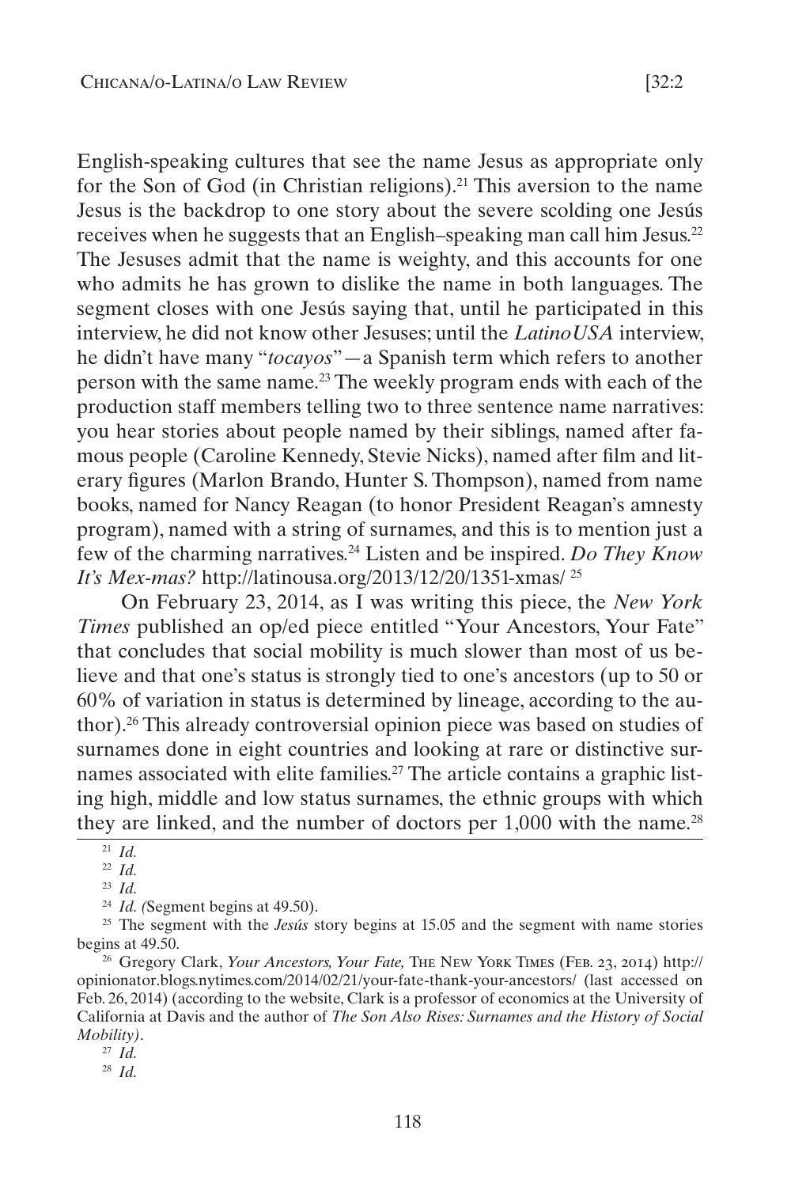English-speaking cultures that see the name Jesus as appropriate only for the Son of God (in Christian religions).[21] This aversion to the name Jesus is the backdrop to one story about the severe scolding one Jesús receives when he suggests that an English–speaking man call him Jesus.[22] The Jesuses admit that the name is weighty, and this accounts for one who admits he has grown to dislike the name in both languages. The segment closes with one Jesús saying that, until he participated in this interview, he did not know other Jesuses; until the *LatinoUSA* interview, he didn't have many "*tocayos*"—a Spanish term which refers to another person with the same name.[23] The weekly program ends with each of the production staff members telling two to three sentence name narratives: you hear stories about people named by their siblings, named after famous people (Caroline Kennedy, Stevie Nicks), named after film and literary figures (Marlon Brando, Hunter S. Thompson), named from name books, named for Nancy Reagan (to honor President Reagan's amnesty program), named with a string of surnames, and this is to mention just a few of the charming narratives.[24] Listen and be inspired. *Do They Know It's Mex-mas?* http://latinousa.org/2013/12/20/1351-xmas/ [25]

On February 23, 2014, as I was writing this piece, the *New York Times* published an op/ed piece entitled "Your Ancestors, Your Fate" that concludes that social mobility is much slower than most of us believe and that one's status is strongly tied to one's ancestors (up to 50 or 60% of variation in status is determined by lineage, according to the author).[26] This already controversial opinion piece was based on studies of surnames done in eight countries and looking at rare or distinctive surnames associated with elite families.[27] The article contains a graphic listing high, middle and low status surnames, the ethnic groups with which they are linked, and the number of doctors per 1,000 with the name.[28]

---

[21] *Id.*

[22] *Id.*

[23] *Id.*

[24] *Id. (*Segment begins at 49.50).

[25] The segment with the *Jesús* story begins at 15.05 and the segment with name stories begins at 49.50.

[26] Gregory Clark, *Your Ancestors, Your Fate,* The New York Times (Feb. 23, 2014) http://opinionator.blogs.nytimes.com/2014/02/21/your-fate-thank-your-ancestors/ (last accessed on Feb. 26, 2014) (according to the website, Clark is a professor of economics at the University of California at Davis and the author of *The Son Also Rises: Surnames and the History of Social Mobility)*.

[27] *Id.*

[28] *Id.*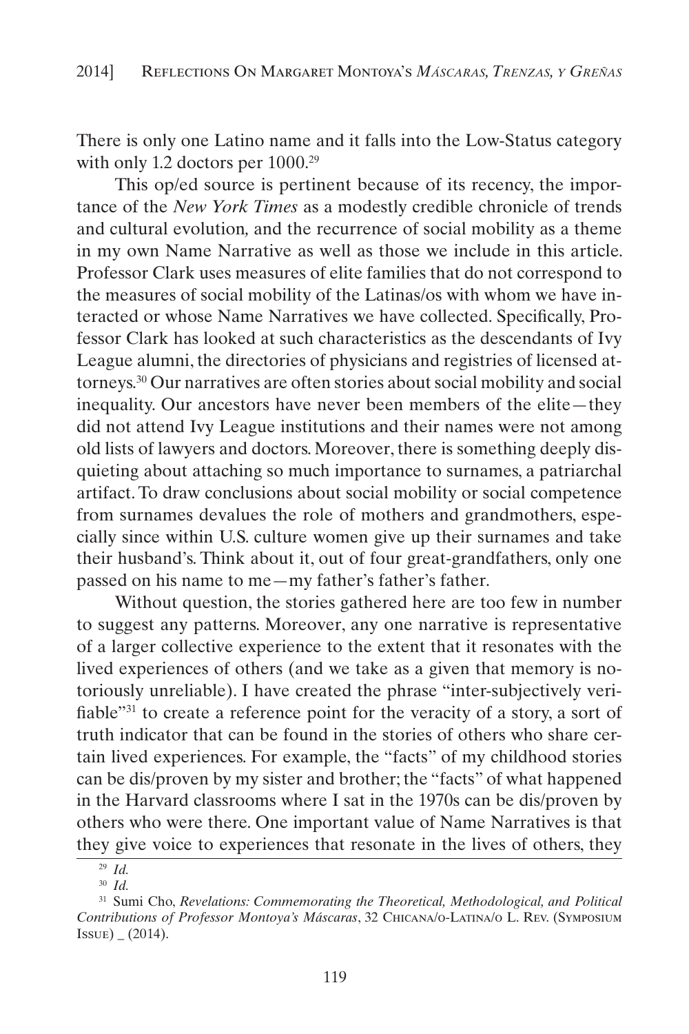There is only one Latino name and it falls into the Low-Status category with only 1.2 doctors per 1000.[29]

This op/ed source is pertinent because of its recency, the importance of the *New York Times* as a modestly credible chronicle of trends and cultural evolution*,* and the recurrence of social mobility as a theme in my own Name Narrative as well as those we include in this article. Professor Clark uses measures of elite families that do not correspond to the measures of social mobility of the Latinas/os with whom we have interacted or whose Name Narratives we have collected. Specifically, Professor Clark has looked at such characteristics as the descendants of Ivy League alumni, the directories of physicians and registries of licensed attorneys.[30] Our narratives are often stories about social mobility and social inequality. Our ancestors have never been members of the elite—they did not attend Ivy League institutions and their names were not among old lists of lawyers and doctors. Moreover, there is something deeply disquieting about attaching so much importance to surnames, a patriarchal artifact. To draw conclusions about social mobility or social competence from surnames devalues the role of mothers and grandmothers, especially since within U.S. culture women give up their surnames and take their husband's. Think about it, out of four great-grandfathers, only one passed on his name to me—my father's father's father.

Without question, the stories gathered here are too few in number to suggest any patterns. Moreover, any one narrative is representative of a larger collective experience to the extent that it resonates with the lived experiences of others (and we take as a given that memory is notoriously unreliable). I have created the phrase "inter-subjectively verifiable"[31] to create a reference point for the veracity of a story, a sort of truth indicator that can be found in the stories of others who share certain lived experiences. For example, the "facts" of my childhood stories can be dis/proven by my sister and brother; the "facts" of what happened in the Harvard classrooms where I sat in the 1970s can be dis/proven by others who were there. One important value of Name Narratives is that they give voice to experiences that resonate in the lives of others, they

---

[29] *Id.*

[30] *Id.*

[31] Sumi Cho, *Revelations: Commemorating the Theoretical, Methodological, and Political Contributions of Professor Montoya's Máscaras*, 32 Chicana/o-Latina/o L. Rev. (Symposium Issue) _ (2014).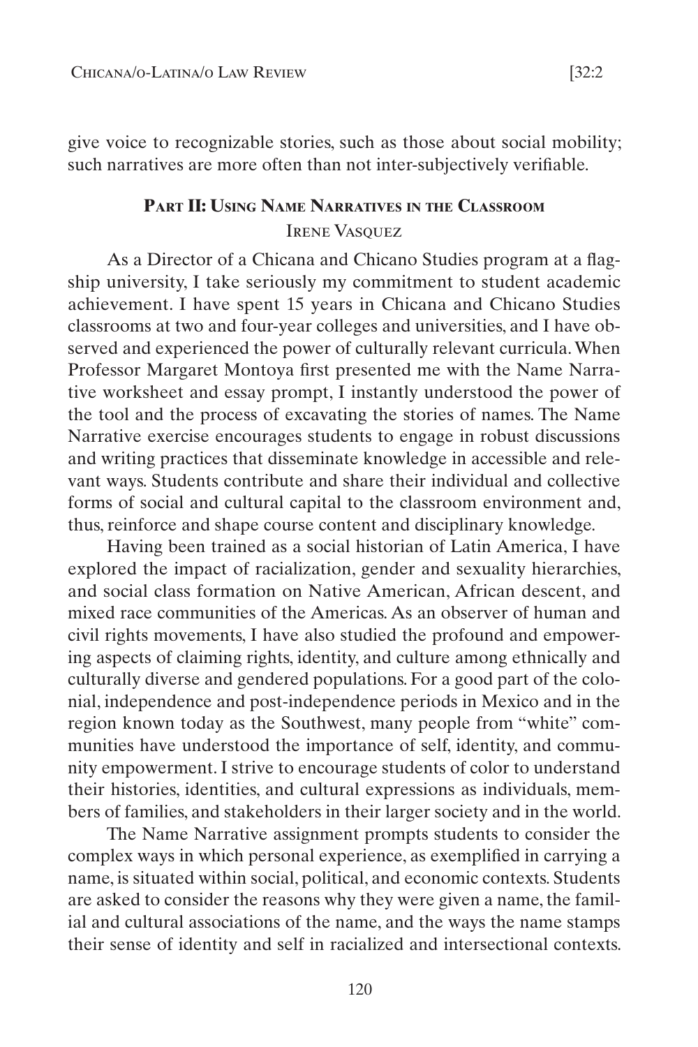give voice to recognizable stories, such as those about social mobility; such narratives are more often than not inter-subjectively verifiable.

## Part II: Using Name Narratives in the Classroom

Irene Vasquez

As a Director of a Chicana and Chicano Studies program at a flagship university, I take seriously my commitment to student academic achievement. I have spent 15 years in Chicana and Chicano Studies classrooms at two and four-year colleges and universities, and I have observed and experienced the power of culturally relevant curricula. When Professor Margaret Montoya first presented me with the Name Narrative worksheet and essay prompt, I instantly understood the power of the tool and the process of excavating the stories of names. The Name Narrative exercise encourages students to engage in robust discussions and writing practices that disseminate knowledge in accessible and relevant ways. Students contribute and share their individual and collective forms of social and cultural capital to the classroom environment and, thus, reinforce and shape course content and disciplinary knowledge.

Having been trained as a social historian of Latin America, I have explored the impact of racialization, gender and sexuality hierarchies, and social class formation on Native American, African descent, and mixed race communities of the Americas. As an observer of human and civil rights movements, I have also studied the profound and empowering aspects of claiming rights, identity, and culture among ethnically and culturally diverse and gendered populations. For a good part of the colonial, independence and post-independence periods in Mexico and in the region known today as the Southwest, many people from "white" communities have understood the importance of self, identity, and community empowerment. I strive to encourage students of color to understand their histories, identities, and cultural expressions as individuals, members of families, and stakeholders in their larger society and in the world.

The Name Narrative assignment prompts students to consider the complex ways in which personal experience, as exemplified in carrying a name, is situated within social, political, and economic contexts. Students are asked to consider the reasons why they were given a name, the familial and cultural associations of the name, and the ways the name stamps their sense of identity and self in racialized and intersectional contexts.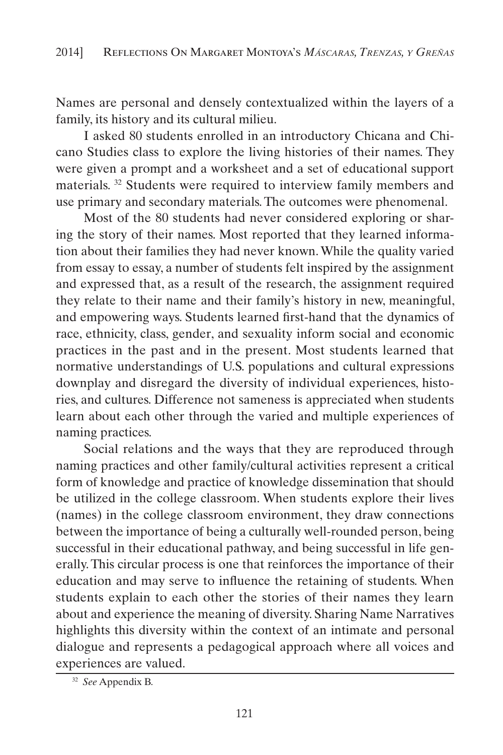Names are personal and densely contextualized within the layers of a family, its history and its cultural milieu.

I asked 80 students enrolled in an introductory Chicana and Chicano Studies class to explore the living histories of their names. They were given a prompt and a worksheet and a set of educational support materials. [32] Students were required to interview family members and use primary and secondary materials. The outcomes were phenomenal.

Most of the 80 students had never considered exploring or sharing the story of their names. Most reported that they learned information about their families they had never known. While the quality varied from essay to essay, a number of students felt inspired by the assignment and expressed that, as a result of the research, the assignment required they relate to their name and their family's history in new, meaningful, and empowering ways. Students learned first-hand that the dynamics of race, ethnicity, class, gender, and sexuality inform social and economic practices in the past and in the present. Most students learned that normative understandings of U.S. populations and cultural expressions downplay and disregard the diversity of individual experiences, histories, and cultures. Difference not sameness is appreciated when students learn about each other through the varied and multiple experiences of naming practices.

Social relations and the ways that they are reproduced through naming practices and other family/cultural activities represent a critical form of knowledge and practice of knowledge dissemination that should be utilized in the college classroom. When students explore their lives (names) in the college classroom environment, they draw connections between the importance of being a culturally well-rounded person, being successful in their educational pathway, and being successful in life generally. This circular process is one that reinforces the importance of their education and may serve to influence the retaining of students. When students explain to each other the stories of their names they learn about and experience the meaning of diversity. Sharing Name Narratives highlights this diversity within the context of an intimate and personal dialogue and represents a pedagogical approach where all voices and experiences are valued.

---

[32] *See* Appendix B.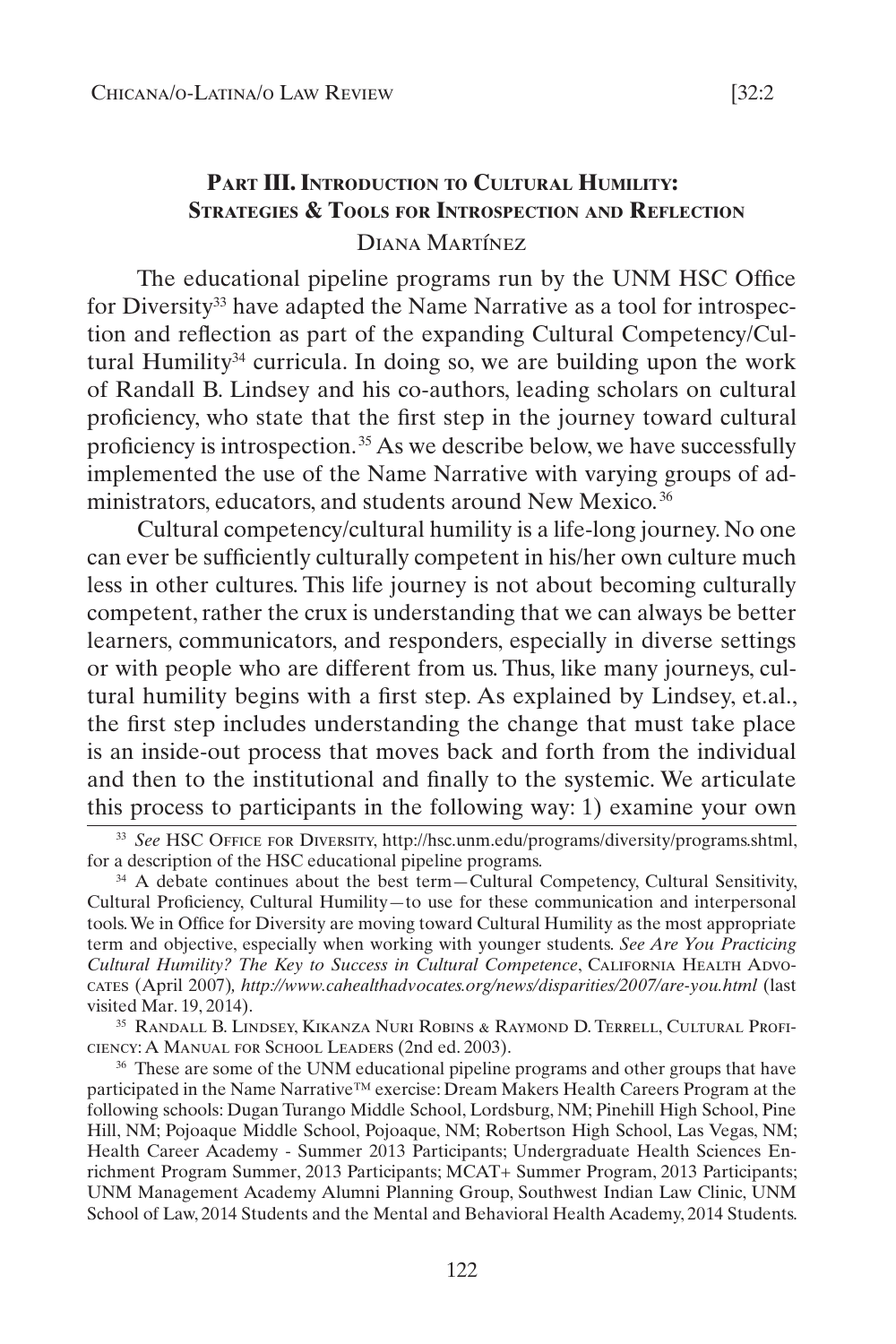## Part III. Introduction to Cultural Humility: Strategies & Tools for Introspection and Reflection

Diana Martínez

The educational pipeline programs run by the UNM HSC Office for Diversity[33] have adapted the Name Narrative as a tool for introspection and reflection as part of the expanding Cultural Competency/Cultural Humility[34] curricula. In doing so, we are building upon the work of Randall B. Lindsey and his co-authors, leading scholars on cultural proficiency, who state that the first step in the journey toward cultural proficiency is introspection.[35] As we describe below, we have successfully implemented the use of the Name Narrative with varying groups of administrators, educators, and students around New Mexico.[36]

Cultural competency/cultural humility is a life-long journey. No one can ever be sufficiently culturally competent in his/her own culture much less in other cultures. This life journey is not about becoming culturally competent, rather the crux is understanding that we can always be better learners, communicators, and responders, especially in diverse settings or with people who are different from us. Thus, like many journeys, cultural humility begins with a first step. As explained by Lindsey, et.al., the first step includes understanding the change that must take place is an inside-out process that moves back and forth from the individual and then to the institutional and finally to the systemic. We articulate this process to participants in the following way: 1) examine your own

---

[33] *See* HSC Office for Diversity, http://hsc.unm.edu/programs/diversity/programs.shtml, for a description of the HSC educational pipeline programs.

[34] A debate continues about the best term—Cultural Competency, Cultural Sensitivity, Cultural Proficiency, Cultural Humility—to use for these communication and interpersonal tools. We in Office for Diversity are moving toward Cultural Humility as the most appropriate term and objective, especially when working with younger students. *See Are You Practicing Cultural Humility? The Key to Success in Cultural Competence*, California Health Advocates (April 2007), *http://www.cahealthadvocates.org/news/disparities/2007/are-you.html* (last visited Mar. 19, 2014).

[35] Randall B. Lindsey, Kikanza Nuri Robins & Raymond D. Terrell, Cultural Proficiency: A Manual for School Leaders (2nd ed. 2003).

[36] These are some of the UNM educational pipeline programs and other groups that have participated in the Name Narrative™ exercise: Dream Makers Health Careers Program at the following schools: Dugan Turango Middle School, Lordsburg, NM; Pinehill High School, Pine Hill, NM; Pojoaque Middle School, Pojoaque, NM; Robertson High School, Las Vegas, NM; Health Career Academy - Summer 2013 Participants; Undergraduate Health Sciences Enrichment Program Summer, 2013 Participants; MCAT+ Summer Program, 2013 Participants; UNM Management Academy Alumni Planning Group, Southwest Indian Law Clinic, UNM School of Law, 2014 Students and the Mental and Behavioral Health Academy, 2014 Students.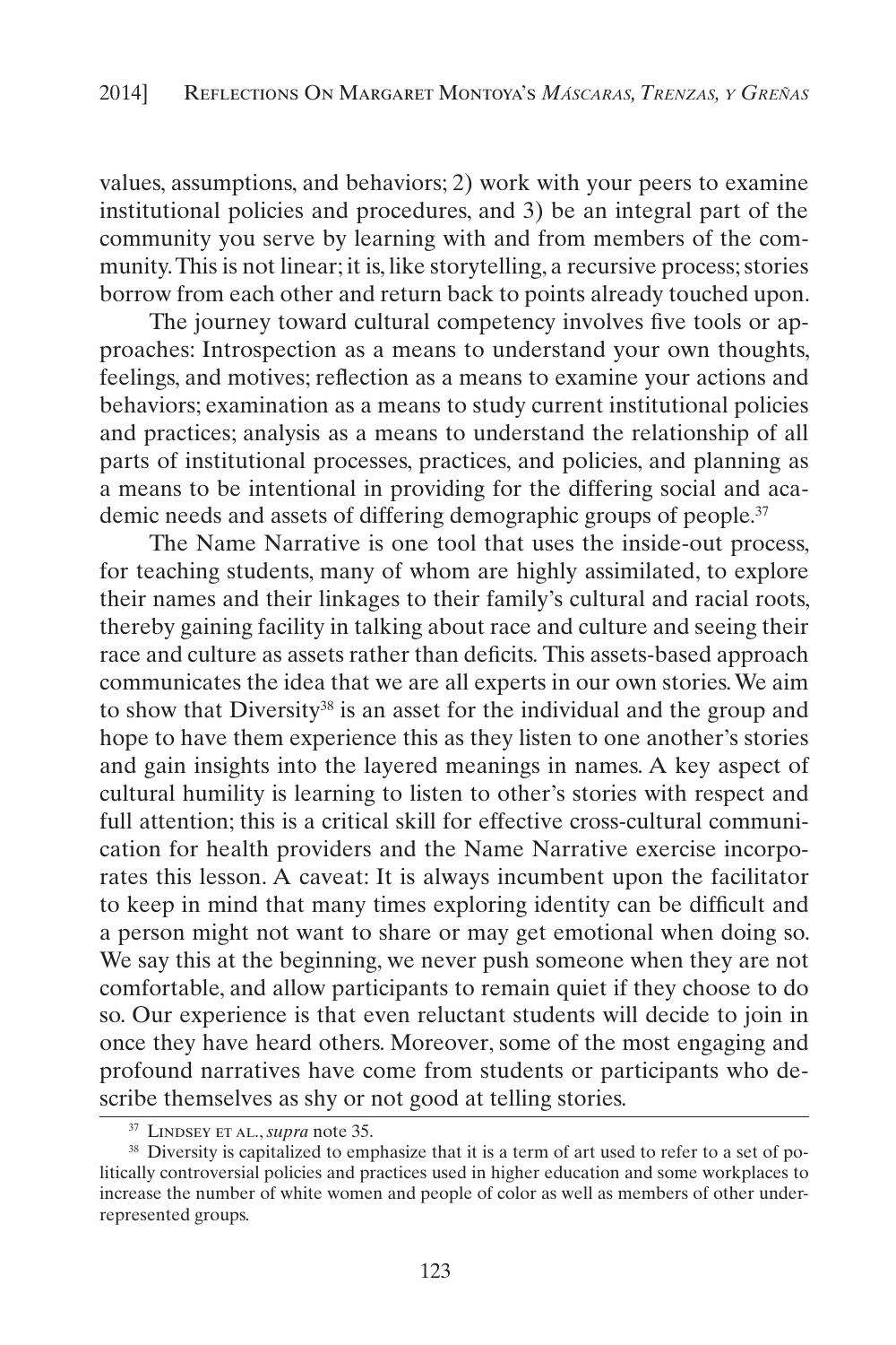values, assumptions, and behaviors; 2) work with your peers to examine institutional policies and procedures, and 3) be an integral part of the community you serve by learning with and from members of the community. This is not linear; it is, like storytelling, a recursive process; stories borrow from each other and return back to points already touched upon.

The journey toward cultural competency involves five tools or approaches: Introspection as a means to understand your own thoughts, feelings, and motives; reflection as a means to examine your actions and behaviors; examination as a means to study current institutional policies and practices; analysis as a means to understand the relationship of all parts of institutional processes, practices, and policies, and planning as a means to be intentional in providing for the differing social and academic needs and assets of differing demographic groups of people.[37]

The Name Narrative is one tool that uses the inside-out process, for teaching students, many of whom are highly assimilated, to explore their names and their linkages to their family's cultural and racial roots, thereby gaining facility in talking about race and culture and seeing their race and culture as assets rather than deficits. This assets-based approach communicates the idea that we are all experts in our own stories. We aim to show that Diversity[38] is an asset for the individual and the group and hope to have them experience this as they listen to one another's stories and gain insights into the layered meanings in names. A key aspect of cultural humility is learning to listen to other's stories with respect and full attention; this is a critical skill for effective cross-cultural communication for health providers and the Name Narrative exercise incorporates this lesson. A caveat: It is always incumbent upon the facilitator to keep in mind that many times exploring identity can be difficult and a person might not want to share or may get emotional when doing so. We say this at the beginning, we never push someone when they are not comfortable, and allow participants to remain quiet if they choose to do so. Our experience is that even reluctant students will decide to join in once they have heard others. Moreover, some of the most engaging and profound narratives have come from students or participants who describe themselves as shy or not good at telling stories.

---

[37] Lindsey et al., *supra* note 35.

[38] Diversity is capitalized to emphasize that it is a term of art used to refer to a set of politically controversial policies and practices used in higher education and some workplaces to increase the number of white women and people of color as well as members of other underrepresented groups.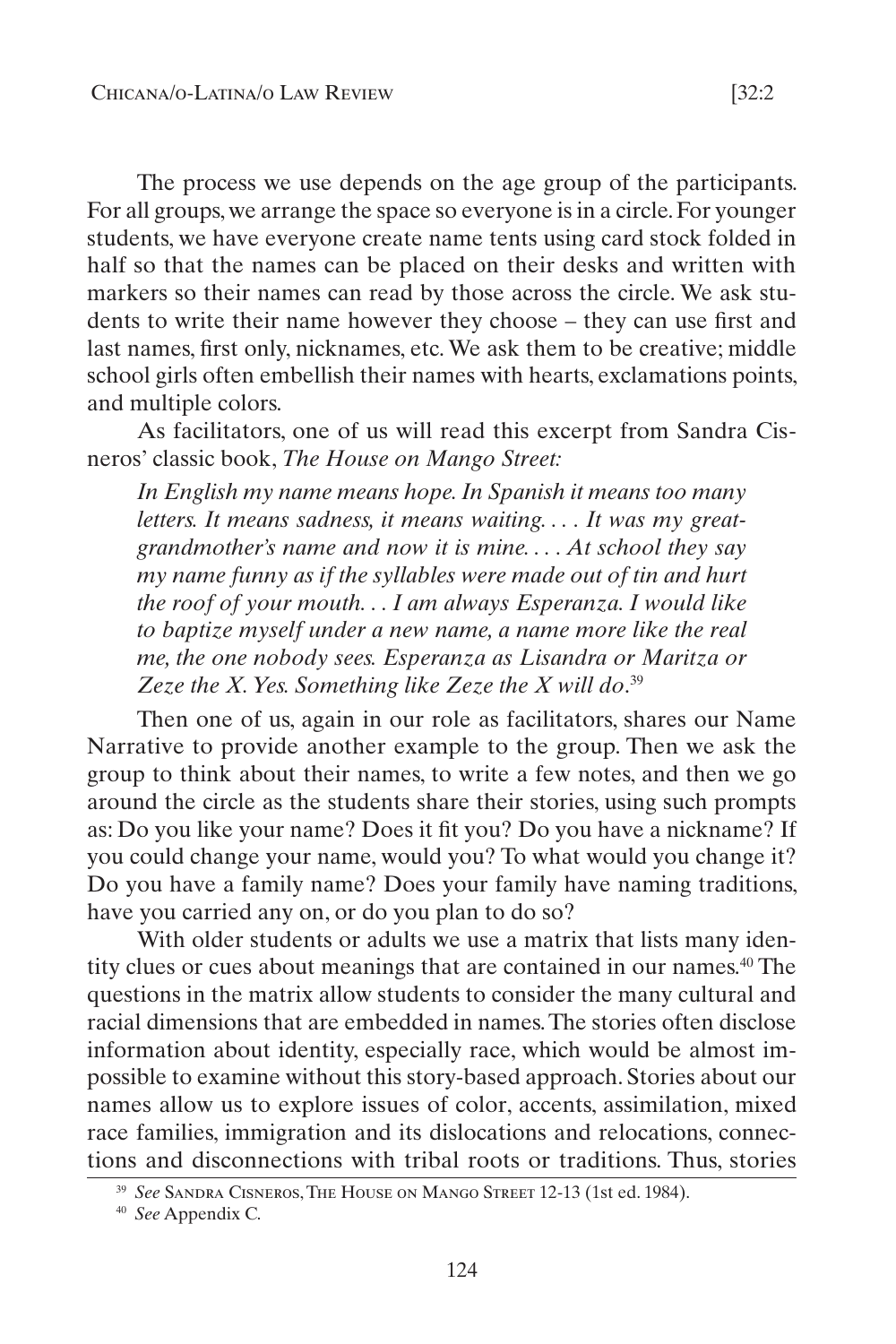The process we use depends on the age group of the participants. For all groups, we arrange the space so everyone is in a circle. For younger students, we have everyone create name tents using card stock folded in half so that the names can be placed on their desks and written with markers so their names can read by those across the circle. We ask students to write their name however they choose – they can use first and last names, first only, nicknames, etc. We ask them to be creative; middle school girls often embellish their names with hearts, exclamations points, and multiple colors.

As facilitators, one of us will read this excerpt from Sandra Cisneros' classic book, *The House on Mango Street:*

> *In English my name means hope. In Spanish it means too many letters. It means sadness, it means waiting. . . . It was my great-grandmother's name and now it is mine. . . . At school they say my name funny as if the syllables were made out of tin and hurt the roof of your mouth. . . I am always Esperanza. I would like to baptize myself under a new name, a name more like the real me, the one nobody sees. Esperanza as Lisandra or Maritza or Zeze the X. Yes. Something like Zeze the X will do*.[39]

Then one of us, again in our role as facilitators, shares our Name Narrative to provide another example to the group. Then we ask the group to think about their names, to write a few notes, and then we go around the circle as the students share their stories, using such prompts as: Do you like your name? Does it fit you? Do you have a nickname? If you could change your name, would you? To what would you change it? Do you have a family name? Does your family have naming traditions, have you carried any on, or do you plan to do so?

With older students or adults we use a matrix that lists many identity clues or cues about meanings that are contained in our names.[40] The questions in the matrix allow students to consider the many cultural and racial dimensions that are embedded in names. The stories often disclose information about identity, especially race, which would be almost impossible to examine without this story-based approach. Stories about our names allow us to explore issues of color, accents, assimilation, mixed race families, immigration and its dislocations and relocations, connections and disconnections with tribal roots or traditions. Thus, stories

---

[39] *See* Sandra Cisneros, The House on Mango Street 12-13 (1st ed. 1984).

[40] *See* Appendix C.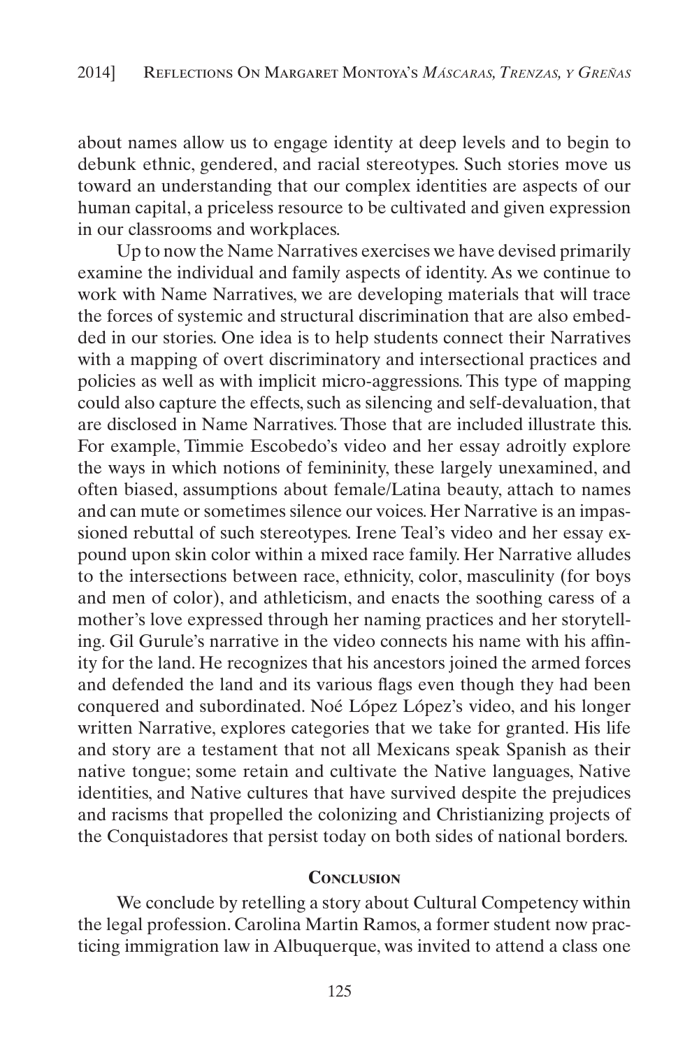about names allow us to engage identity at deep levels and to begin to debunk ethnic, gendered, and racial stereotypes. Such stories move us toward an understanding that our complex identities are aspects of our human capital, a priceless resource to be cultivated and given expression in our classrooms and workplaces.

Up to now the Name Narratives exercises we have devised primarily examine the individual and family aspects of identity. As we continue to work with Name Narratives, we are developing materials that will trace the forces of systemic and structural discrimination that are also embedded in our stories. One idea is to help students connect their Narratives with a mapping of overt discriminatory and intersectional practices and policies as well as with implicit micro-aggressions. This type of mapping could also capture the effects, such as silencing and self-devaluation, that are disclosed in Name Narratives. Those that are included illustrate this. For example, Timmie Escobedo's video and her essay adroitly explore the ways in which notions of femininity, these largely unexamined, and often biased, assumptions about female/Latina beauty, attach to names and can mute or sometimes silence our voices. Her Narrative is an impassioned rebuttal of such stereotypes. Irene Teal's video and her essay expound upon skin color within a mixed race family. Her Narrative alludes to the intersections between race, ethnicity, color, masculinity (for boys and men of color), and athleticism, and enacts the soothing caress of a mother's love expressed through her naming practices and her storytelling. Gil Gurule's narrative in the video connects his name with his affinity for the land. He recognizes that his ancestors joined the armed forces and defended the land and its various flags even though they had been conquered and subordinated. Noé López López's video, and his longer written Narrative, explores categories that we take for granted. His life and story are a testament that not all Mexicans speak Spanish as their native tongue; some retain and cultivate the Native languages, Native identities, and Native cultures that have survived despite the prejudices and racisms that propelled the colonizing and Christianizing projects of the Conquistadores that persist today on both sides of national borders.

## Conclusion

We conclude by retelling a story about Cultural Competency within the legal profession. Carolina Martin Ramos, a former student now practicing immigration law in Albuquerque, was invited to attend a class one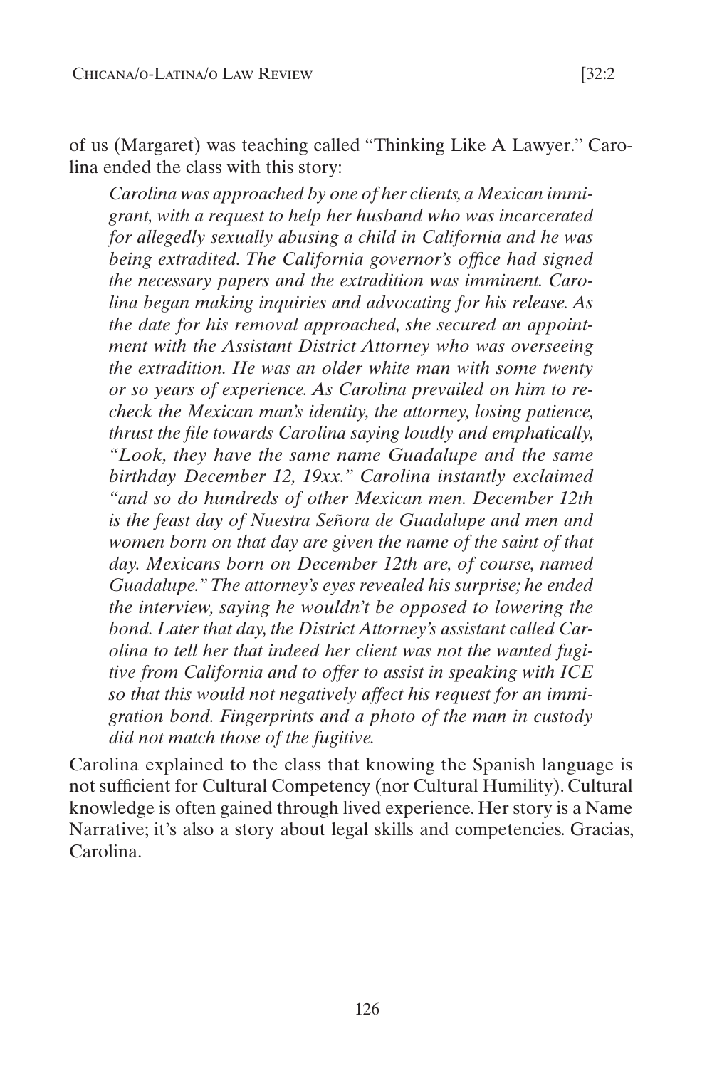of us (Margaret) was teaching called "Thinking Like A Lawyer." Carolina ended the class with this story:

> *Carolina was approached by one of her clients, a Mexican immigrant, with a request to help her husband who was incarcerated for allegedly sexually abusing a child in California and he was being extradited. The California governor's office had signed the necessary papers and the extradition was imminent. Carolina began making inquiries and advocating for his release. As the date for his removal approached, she secured an appointment with the Assistant District Attorney who was overseeing the extradition. He was an older white man with some twenty or so years of experience. As Carolina prevailed on him to recheck the Mexican man's identity, the attorney, losing patience, thrust the file towards Carolina saying loudly and emphatically, "Look, they have the same name Guadalupe and the same birthday December 12, 19xx." Carolina instantly exclaimed "and so do hundreds of other Mexican men. December 12th is the feast day of Nuestra Señora de Guadalupe and men and women born on that day are given the name of the saint of that day. Mexicans born on December 12th are, of course, named Guadalupe." The attorney's eyes revealed his surprise; he ended the interview, saying he wouldn't be opposed to lowering the bond. Later that day, the District Attorney's assistant called Carolina to tell her that indeed her client was not the wanted fugitive from California and to offer to assist in speaking with ICE so that this would not negatively affect his request for an immigration bond. Fingerprints and a photo of the man in custody did not match those of the fugitive.*

Carolina explained to the class that knowing the Spanish language is not sufficient for Cultural Competency (nor Cultural Humility). Cultural knowledge is often gained through lived experience. Her story is a Name Narrative; it's also a story about legal skills and competencies. Gracias, Carolina.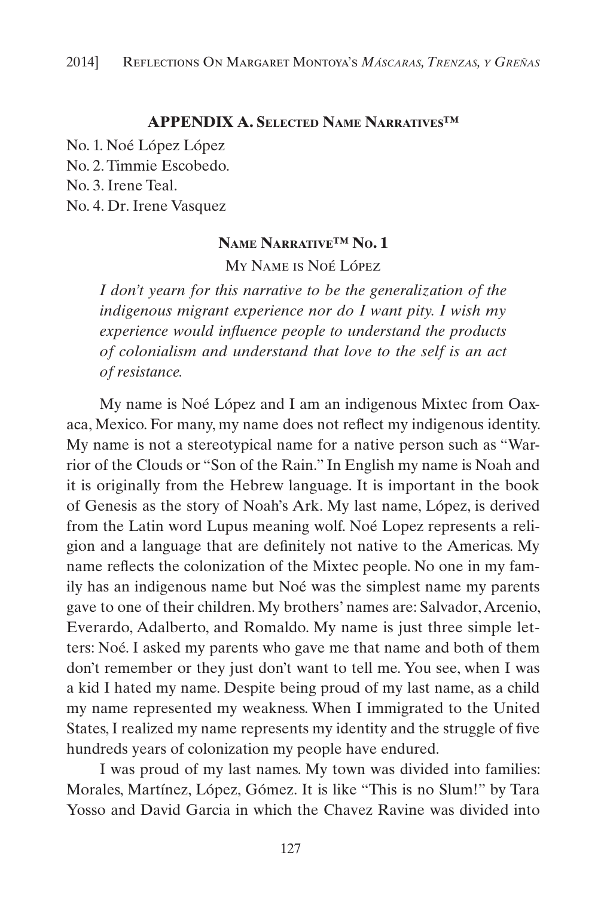## APPENDIX A. Selected Name Narratives™

No. 1. Noé López López
No. 2. Timmie Escobedo.
No. 3. Irene Teal.
No. 4. Dr. Irene Vasquez

### Name Narrative™ No. 1

My Name is Noé López

*I don't yearn for this narrative to be the generalization of the indigenous migrant experience nor do I want pity. I wish my experience would influence people to understand the products of colonialism and understand that love to the self is an act of resistance.*

My name is Noé López and I am an indigenous Mixtec from Oaxaca, Mexico. For many, my name does not reflect my indigenous identity. My name is not a stereotypical name for a native person such as "Warrior of the Clouds or "Son of the Rain." In English my name is Noah and it is originally from the Hebrew language. It is important in the book of Genesis as the story of Noah's Ark. My last name, López, is derived from the Latin word Lupus meaning wolf. Noé Lopez represents a religion and a language that are definitely not native to the Americas. My name reflects the colonization of the Mixtec people. No one in my family has an indigenous name but Noé was the simplest name my parents gave to one of their children. My brothers' names are: Salvador, Arcenio, Everardo, Adalberto, and Romaldo. My name is just three simple letters: Noé. I asked my parents who gave me that name and both of them don't remember or they just don't want to tell me. You see, when I was a kid I hated my name. Despite being proud of my last name, as a child my name represented my weakness. When I immigrated to the United States, I realized my name represents my identity and the struggle of five hundreds years of colonization my people have endured.

I was proud of my last names. My town was divided into families: Morales, Martínez, López, Gómez. It is like "This is no Slum!" by Tara Yosso and David Garcia in which the Chavez Ravine was divided into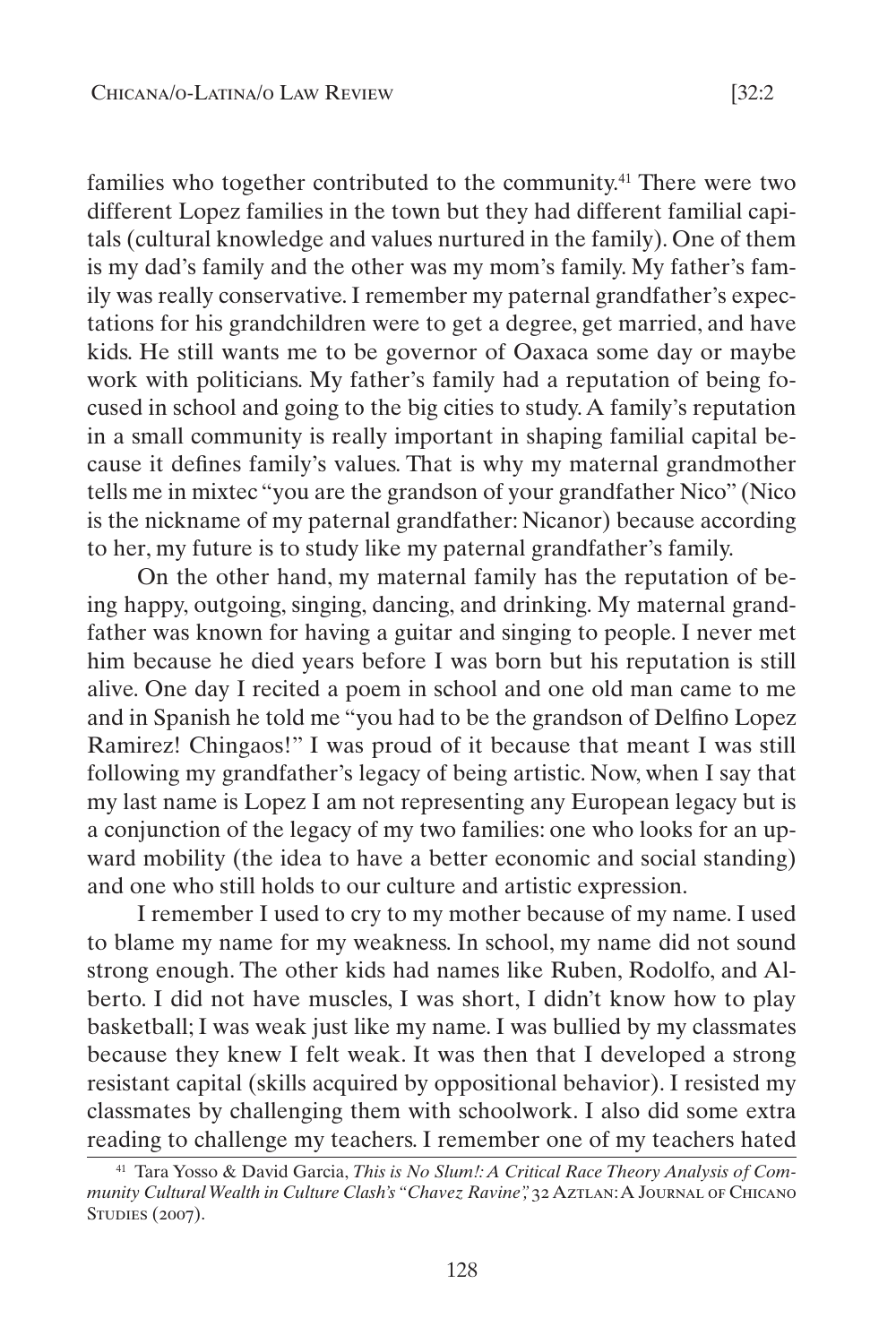families who together contributed to the community.[41] There were two different Lopez families in the town but they had different familial capitals (cultural knowledge and values nurtured in the family). One of them is my dad's family and the other was my mom's family. My father's family was really conservative. I remember my paternal grandfather's expectations for his grandchildren were to get a degree, get married, and have kids. He still wants me to be governor of Oaxaca some day or maybe work with politicians. My father's family had a reputation of being focused in school and going to the big cities to study. A family's reputation in a small community is really important in shaping familial capital because it defines family's values. That is why my maternal grandmother tells me in mixtec "you are the grandson of your grandfather Nico" (Nico is the nickname of my paternal grandfather: Nicanor) because according to her, my future is to study like my paternal grandfather's family.

On the other hand, my maternal family has the reputation of being happy, outgoing, singing, dancing, and drinking. My maternal grandfather was known for having a guitar and singing to people. I never met him because he died years before I was born but his reputation is still alive. One day I recited a poem in school and one old man came to me and in Spanish he told me "you had to be the grandson of Delfino Lopez Ramirez! Chingaos!" I was proud of it because that meant I was still following my grandfather's legacy of being artistic. Now, when I say that my last name is Lopez I am not representing any European legacy but is a conjunction of the legacy of my two families: one who looks for an upward mobility (the idea to have a better economic and social standing) and one who still holds to our culture and artistic expression.

I remember I used to cry to my mother because of my name. I used to blame my name for my weakness. In school, my name did not sound strong enough. The other kids had names like Ruben, Rodolfo, and Alberto. I did not have muscles, I was short, I didn't know how to play basketball; I was weak just like my name. I was bullied by my classmates because they knew I felt weak. It was then that I developed a strong resistant capital (skills acquired by oppositional behavior). I resisted my classmates by challenging them with schoolwork. I also did some extra reading to challenge my teachers. I remember one of my teachers hated

[41] Tara Yosso & David Garcia, *This is No Slum!: A Critical Race Theory Analysis of Community Cultural Wealth in Culture Clash's "Chavez Ravine",* 32 Aztlan: A Journal of Chicano Studies (2007).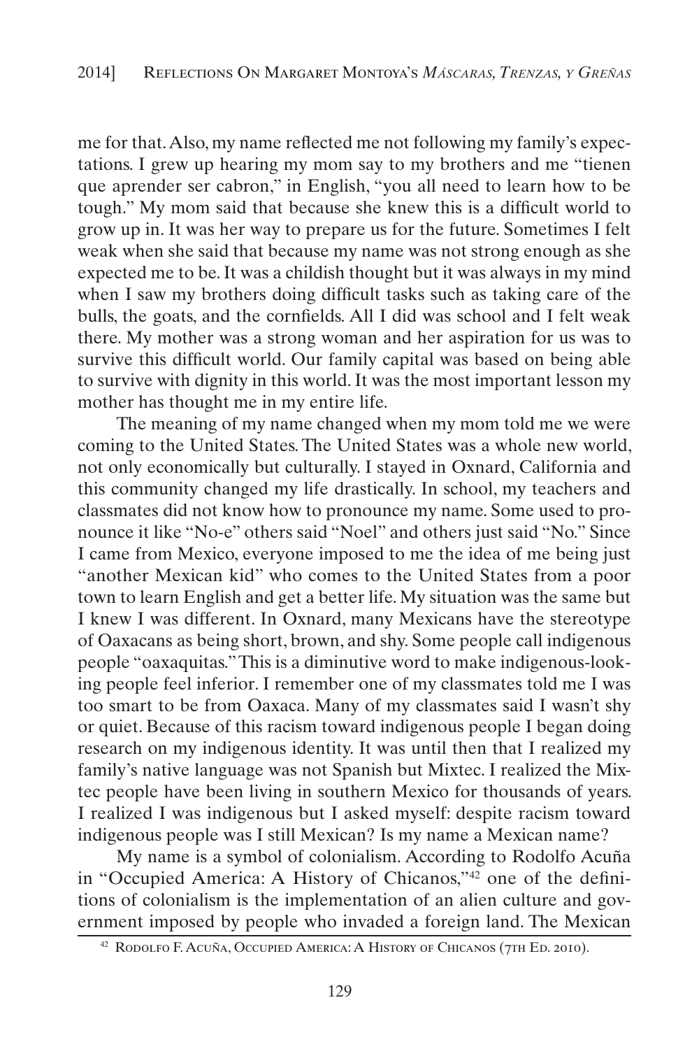me for that. Also, my name reflected me not following my family's expectations. I grew up hearing my mom say to my brothers and me "tienen que aprender ser cabron," in English, "you all need to learn how to be tough." My mom said that because she knew this is a difficult world to grow up in. It was her way to prepare us for the future. Sometimes I felt weak when she said that because my name was not strong enough as she expected me to be. It was a childish thought but it was always in my mind when I saw my brothers doing difficult tasks such as taking care of the bulls, the goats, and the cornfields. All I did was school and I felt weak there. My mother was a strong woman and her aspiration for us was to survive this difficult world. Our family capital was based on being able to survive with dignity in this world. It was the most important lesson my mother has thought me in my entire life.

The meaning of my name changed when my mom told me we were coming to the United States. The United States was a whole new world, not only economically but culturally. I stayed in Oxnard, California and this community changed my life drastically. In school, my teachers and classmates did not know how to pronounce my name. Some used to pronounce it like "No-e" others said "Noel" and others just said "No." Since I came from Mexico, everyone imposed to me the idea of me being just "another Mexican kid" who comes to the United States from a poor town to learn English and get a better life. My situation was the same but I knew I was different. In Oxnard, many Mexicans have the stereotype of Oaxacans as being short, brown, and shy. Some people call indigenous people "oaxaquitas." This is a diminutive word to make indigenous-looking people feel inferior. I remember one of my classmates told me I was too smart to be from Oaxaca. Many of my classmates said I wasn't shy or quiet. Because of this racism toward indigenous people I began doing research on my indigenous identity. It was until then that I realized my family's native language was not Spanish but Mixtec. I realized the Mixtec people have been living in southern Mexico for thousands of years. I realized I was indigenous but I asked myself: despite racism toward indigenous people was I still Mexican? Is my name a Mexican name?

My name is a symbol of colonialism. According to Rodolfo Acuña in "Occupied America: A History of Chicanos,"[42] one of the definitions of colonialism is the implementation of an alien culture and government imposed by people who invaded a foreign land. The Mexican

[42] Rodolfo F. Acuña, Occupied America: A History of Chicanos (7th Ed. 2010).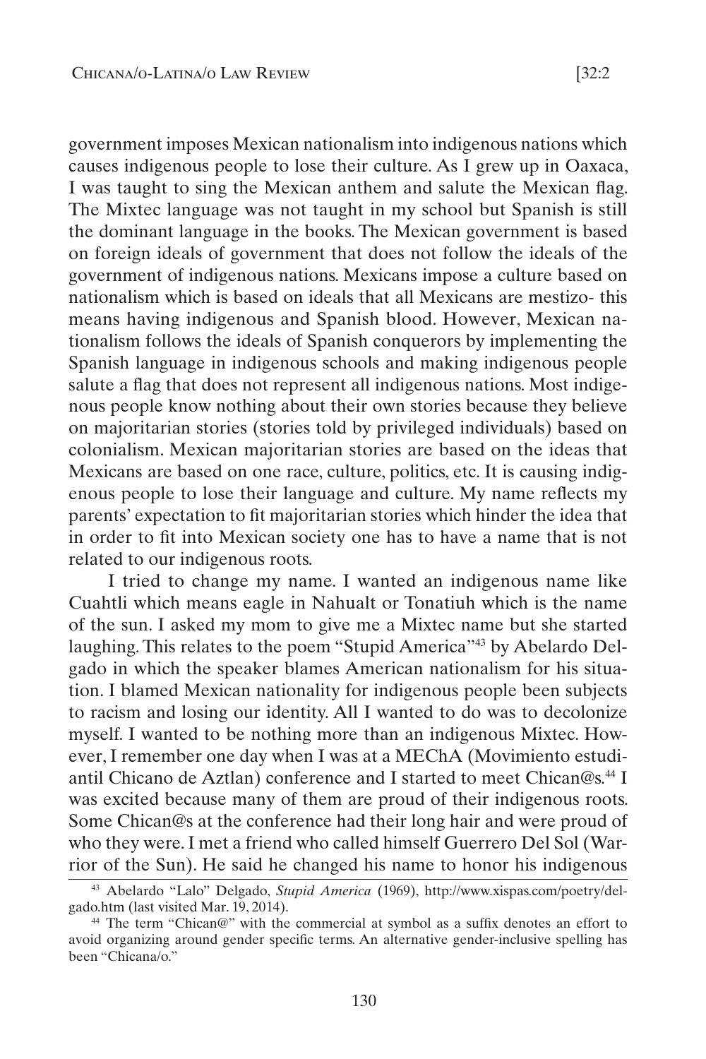government imposes Mexican nationalism into indigenous nations which causes indigenous people to lose their culture. As I grew up in Oaxaca, I was taught to sing the Mexican anthem and salute the Mexican flag. The Mixtec language was not taught in my school but Spanish is still the dominant language in the books. The Mexican government is based on foreign ideals of government that does not follow the ideals of the government of indigenous nations. Mexicans impose a culture based on nationalism which is based on ideals that all Mexicans are mestizo- this means having indigenous and Spanish blood. However, Mexican nationalism follows the ideals of Spanish conquerors by implementing the Spanish language in indigenous schools and making indigenous people salute a flag that does not represent all indigenous nations. Most indigenous people know nothing about their own stories because they believe on majoritarian stories (stories told by privileged individuals) based on colonialism. Mexican majoritarian stories are based on the ideas that Mexicans are based on one race, culture, politics, etc. It is causing indigenous people to lose their language and culture. My name reflects my parents' expectation to fit majoritarian stories which hinder the idea that in order to fit into Mexican society one has to have a name that is not related to our indigenous roots.

I tried to change my name. I wanted an indigenous name like Cuahtli which means eagle in Nahualt or Tonatiuh which is the name of the sun. I asked my mom to give me a Mixtec name but she started laughing. This relates to the poem "Stupid America"[43] by Abelardo Delgado in which the speaker blames American nationalism for his situation. I blamed Mexican nationality for indigenous people been subjects to racism and losing our identity. All I wanted to do was to decolonize myself. I wanted to be nothing more than an indigenous Mixtec. However, I remember one day when I was at a MEChA (Movimiento estudiantil Chicano de Aztlan) conference and I started to meet Chican@s.[44] I was excited because many of them are proud of their indigenous roots. Some Chican@s at the conference had their long hair and were proud of who they were. I met a friend who called himself Guerrero Del Sol (Warrior of the Sun). He said he changed his name to honor his indigenous

---

[43] Abelardo "Lalo" Delgado, *Stupid America* (1969), http://www.xispas.com/poetry/delgado.htm (last visited Mar. 19, 2014).

[44] The term "Chican@" with the commercial at symbol as a suffix denotes an effort to avoid organizing around gender specific terms. An alternative gender-inclusive spelling has been "Chicana/o."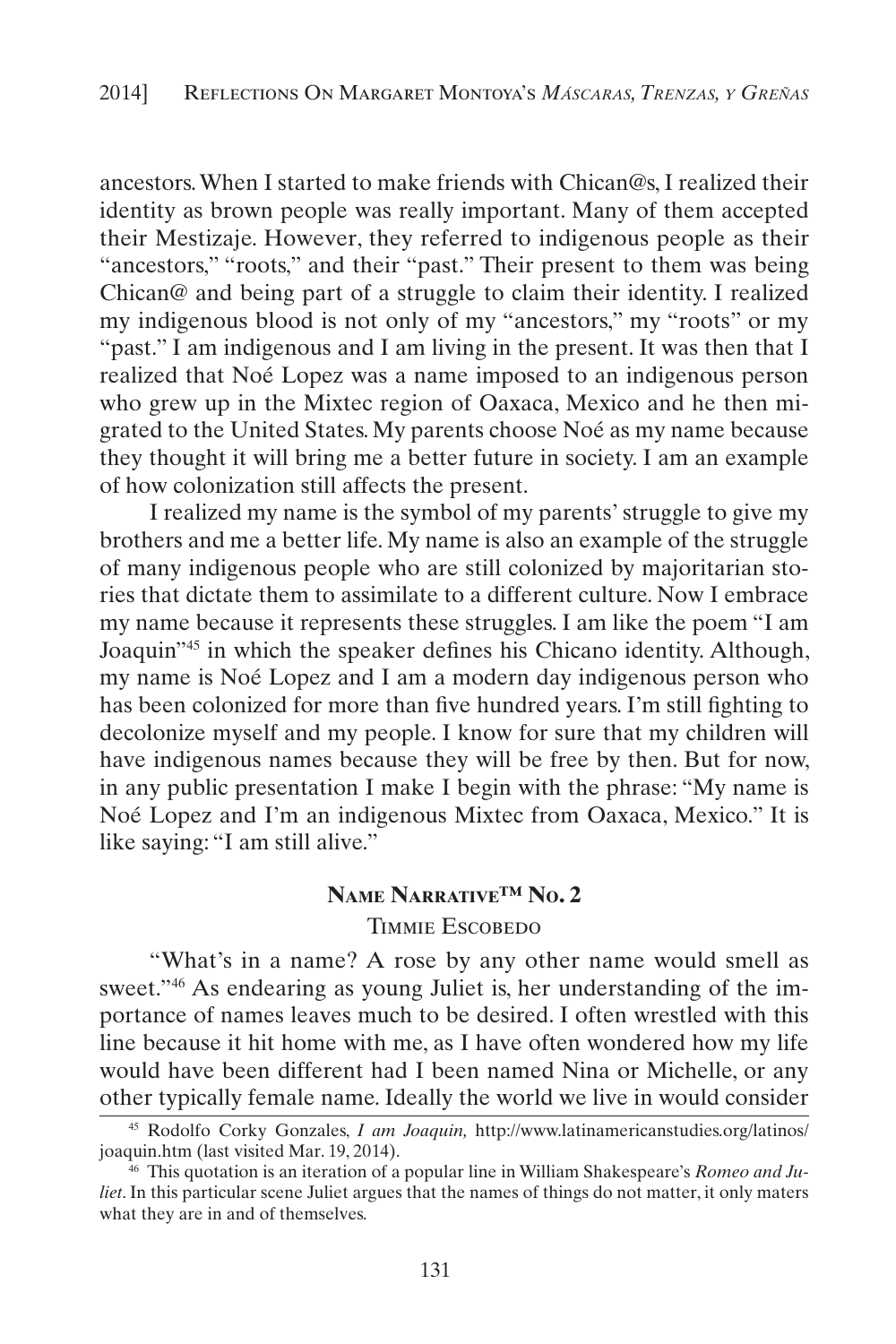ancestors. When I started to make friends with Chican@s, I realized their identity as brown people was really important. Many of them accepted their Mestizaje. However, they referred to indigenous people as their "ancestors," "roots," and their "past." Their present to them was being Chican@ and being part of a struggle to claim their identity. I realized my indigenous blood is not only of my "ancestors," my "roots" or my "past." I am indigenous and I am living in the present. It was then that I realized that Noé Lopez was a name imposed to an indigenous person who grew up in the Mixtec region of Oaxaca, Mexico and he then migrated to the United States. My parents choose Noé as my name because they thought it will bring me a better future in society. I am an example of how colonization still affects the present.

I realized my name is the symbol of my parents' struggle to give my brothers and me a better life. My name is also an example of the struggle of many indigenous people who are still colonized by majoritarian stories that dictate them to assimilate to a different culture. Now I embrace my name because it represents these struggles. I am like the poem "I am Joaquin"[45] in which the speaker defines his Chicano identity. Although, my name is Noé Lopez and I am a modern day indigenous person who has been colonized for more than five hundred years. I'm still fighting to decolonize myself and my people. I know for sure that my children will have indigenous names because they will be free by then. But for now, in any public presentation I make I begin with the phrase: "My name is Noé Lopez and I'm an indigenous Mixtec from Oaxaca, Mexico." It is like saying: "I am still alive."

## Name Narrative™ No. 2

### Timmie Escobedo

"What's in a name? A rose by any other name would smell as sweet."[46] As endearing as young Juliet is, her understanding of the importance of names leaves much to be desired. I often wrestled with this line because it hit home with me, as I have often wondered how my life would have been different had I been named Nina or Michelle, or any other typically female name. Ideally the world we live in would consider

---

[45] Rodolfo Corky Gonzales, *I am Joaquin,* http://www.latinamericanstudies.org/latinos/joaquin.htm (last visited Mar. 19, 2014).

[46] This quotation is an iteration of a popular line in William Shakespeare's *Romeo and Juliet*. In this particular scene Juliet argues that the names of things do not matter, it only maters what they are in and of themselves.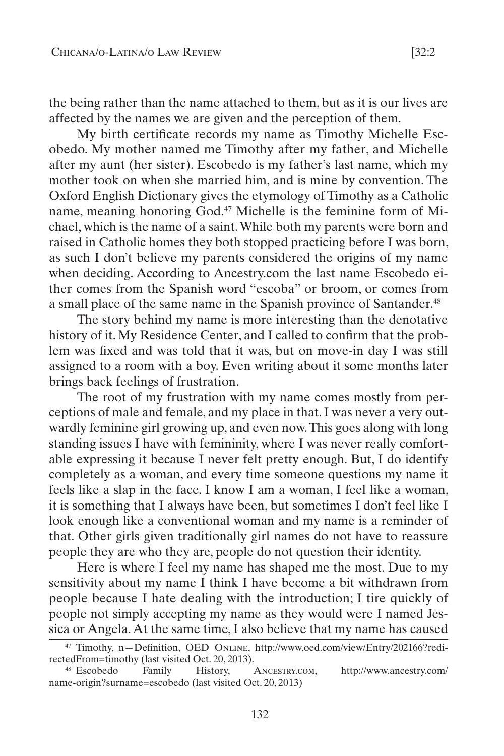the being rather than the name attached to them, but as it is our lives are affected by the names we are given and the perception of them.

My birth certificate records my name as Timothy Michelle Escobedo. My mother named me Timothy after my father, and Michelle after my aunt (her sister). Escobedo is my father's last name, which my mother took on when she married him, and is mine by convention. The Oxford English Dictionary gives the etymology of Timothy as a Catholic name, meaning honoring God.[47] Michelle is the feminine form of Michael, which is the name of a saint. While both my parents were born and raised in Catholic homes they both stopped practicing before I was born, as such I don't believe my parents considered the origins of my name when deciding. According to Ancestry.com the last name Escobedo either comes from the Spanish word "escoba" or broom, or comes from a small place of the same name in the Spanish province of Santander.[48]

The story behind my name is more interesting than the denotative history of it. My Residence Center, and I called to confirm that the problem was fixed and was told that it was, but on move-in day I was still assigned to a room with a boy. Even writing about it some months later brings back feelings of frustration.

The root of my frustration with my name comes mostly from perceptions of male and female, and my place in that. I was never a very outwardly feminine girl growing up, and even now. This goes along with long standing issues I have with femininity, where I was never really comfortable expressing it because I never felt pretty enough. But, I do identify completely as a woman, and every time someone questions my name it feels like a slap in the face. I know I am a woman, I feel like a woman, it is something that I always have been, but sometimes I don't feel like I look enough like a conventional woman and my name is a reminder of that. Other girls given traditionally girl names do not have to reassure people they are who they are, people do not question their identity.

Here is where I feel my name has shaped me the most. Due to my sensitivity about my name I think I have become a bit withdrawn from people because I hate dealing with the introduction; I tire quickly of people not simply accepting my name as they would were I named Jessica or Angela. At the same time, I also believe that my name has caused

[47] Timothy, n—Definition, OED Online, http://www.oed.com/view/Entry/202166?redirectedFrom=timothy (last visited Oct. 20, 2013).

[48] Escobedo Family History, Ancestry.com, http://www.ancestry.com/name-origin?surname=escobedo (last visited Oct. 20, 2013)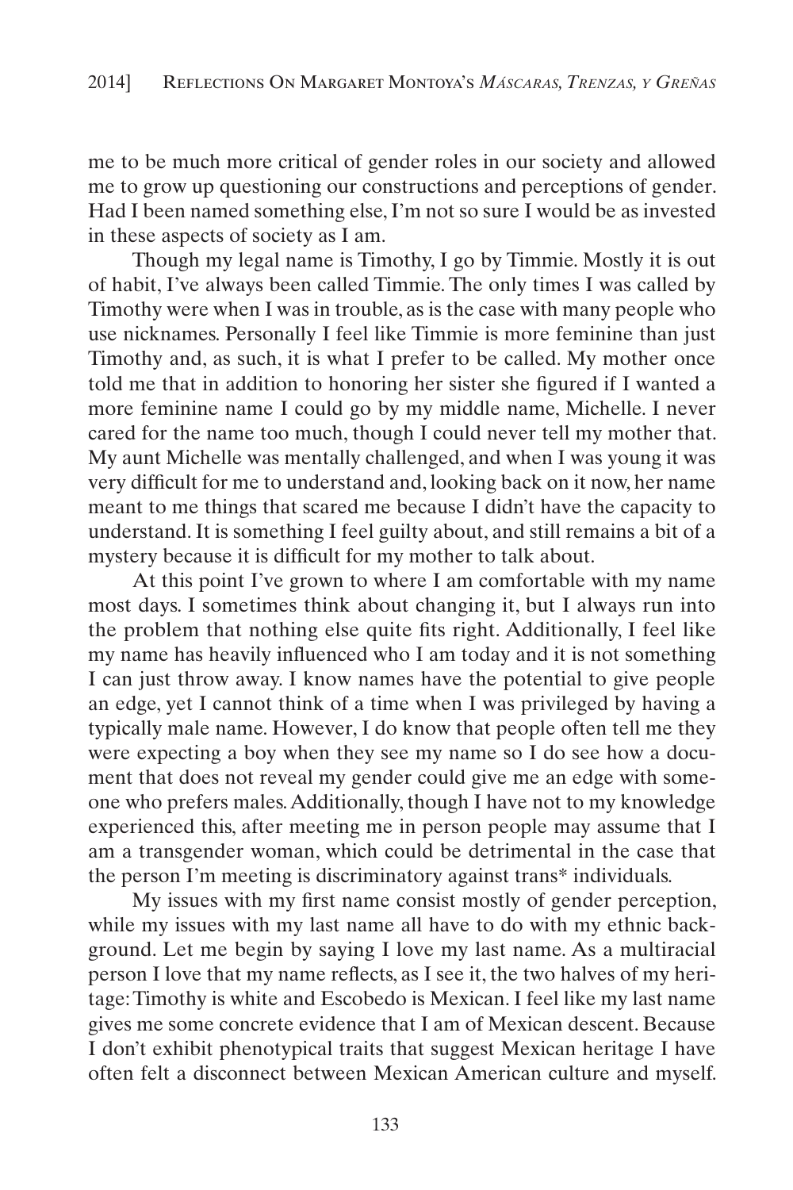me to be much more critical of gender roles in our society and allowed me to grow up questioning our constructions and perceptions of gender. Had I been named something else, I'm not so sure I would be as invested in these aspects of society as I am.

Though my legal name is Timothy, I go by Timmie. Mostly it is out of habit, I've always been called Timmie. The only times I was called by Timothy were when I was in trouble, as is the case with many people who use nicknames. Personally I feel like Timmie is more feminine than just Timothy and, as such, it is what I prefer to be called. My mother once told me that in addition to honoring her sister she figured if I wanted a more feminine name I could go by my middle name, Michelle. I never cared for the name too much, though I could never tell my mother that. My aunt Michelle was mentally challenged, and when I was young it was very difficult for me to understand and, looking back on it now, her name meant to me things that scared me because I didn't have the capacity to understand. It is something I feel guilty about, and still remains a bit of a mystery because it is difficult for my mother to talk about.

At this point I've grown to where I am comfortable with my name most days. I sometimes think about changing it, but I always run into the problem that nothing else quite fits right. Additionally, I feel like my name has heavily influenced who I am today and it is not something I can just throw away. I know names have the potential to give people an edge, yet I cannot think of a time when I was privileged by having a typically male name. However, I do know that people often tell me they were expecting a boy when they see my name so I do see how a document that does not reveal my gender could give me an edge with someone who prefers males. Additionally, though I have not to my knowledge experienced this, after meeting me in person people may assume that I am a transgender woman, which could be detrimental in the case that the person I'm meeting is discriminatory against trans* individuals.

My issues with my first name consist mostly of gender perception, while my issues with my last name all have to do with my ethnic background. Let me begin by saying I love my last name. As a multiracial person I love that my name reflects, as I see it, the two halves of my heritage: Timothy is white and Escobedo is Mexican. I feel like my last name gives me some concrete evidence that I am of Mexican descent. Because I don't exhibit phenotypical traits that suggest Mexican heritage I have often felt a disconnect between Mexican American culture and myself.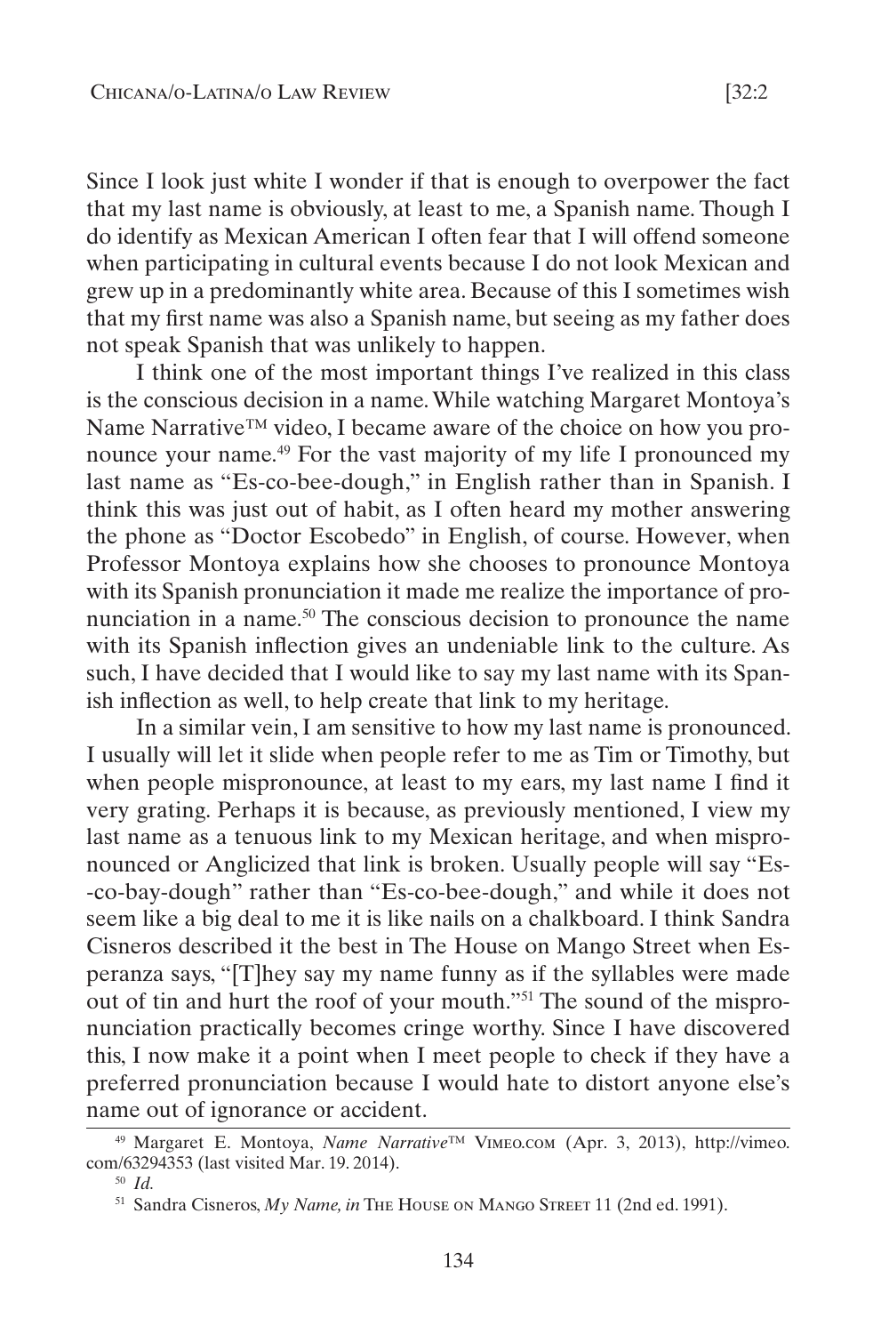Since I look just white I wonder if that is enough to overpower the fact that my last name is obviously, at least to me, a Spanish name. Though I do identify as Mexican American I often fear that I will offend someone when participating in cultural events because I do not look Mexican and grew up in a predominantly white area. Because of this I sometimes wish that my first name was also a Spanish name, but seeing as my father does not speak Spanish that was unlikely to happen.

I think one of the most important things I've realized in this class is the conscious decision in a name. While watching Margaret Montoya's Name Narrative™ video, I became aware of the choice on how you pronounce your name.[49] For the vast majority of my life I pronounced my last name as "Es-co-bee-dough," in English rather than in Spanish. I think this was just out of habit, as I often heard my mother answering the phone as "Doctor Escobedo" in English, of course. However, when Professor Montoya explains how she chooses to pronounce Montoya with its Spanish pronunciation it made me realize the importance of pronunciation in a name.[50] The conscious decision to pronounce the name with its Spanish inflection gives an undeniable link to the culture. As such, I have decided that I would like to say my last name with its Spanish inflection as well, to help create that link to my heritage.

In a similar vein, I am sensitive to how my last name is pronounced. I usually will let it slide when people refer to me as Tim or Timothy, but when people mispronounce, at least to my ears, my last name I find it very grating. Perhaps it is because, as previously mentioned, I view my last name as a tenuous link to my Mexican heritage, and when mispronounced or Anglicized that link is broken. Usually people will say "Es--co-bay-dough" rather than "Es-co-bee-dough," and while it does not seem like a big deal to me it is like nails on a chalkboard. I think Sandra Cisneros described it the best in The House on Mango Street when Esperanza says, "[T]hey say my name funny as if the syllables were made out of tin and hurt the roof of your mouth."[51] The sound of the mispronunciation practically becomes cringe worthy. Since I have discovered this, I now make it a point when I meet people to check if they have a preferred pronunciation because I would hate to distort anyone else's name out of ignorance or accident.

---

[49] Margaret E. Montoya, *Name Narrative*™ Vimeo.com (Apr. 3, 2013), http://vimeo.com/63294353 (last visited Mar. 19. 2014).

[50] *Id.*

[51] Sandra Cisneros, *My Name, in* The House on Mango Street 11 (2nd ed. 1991).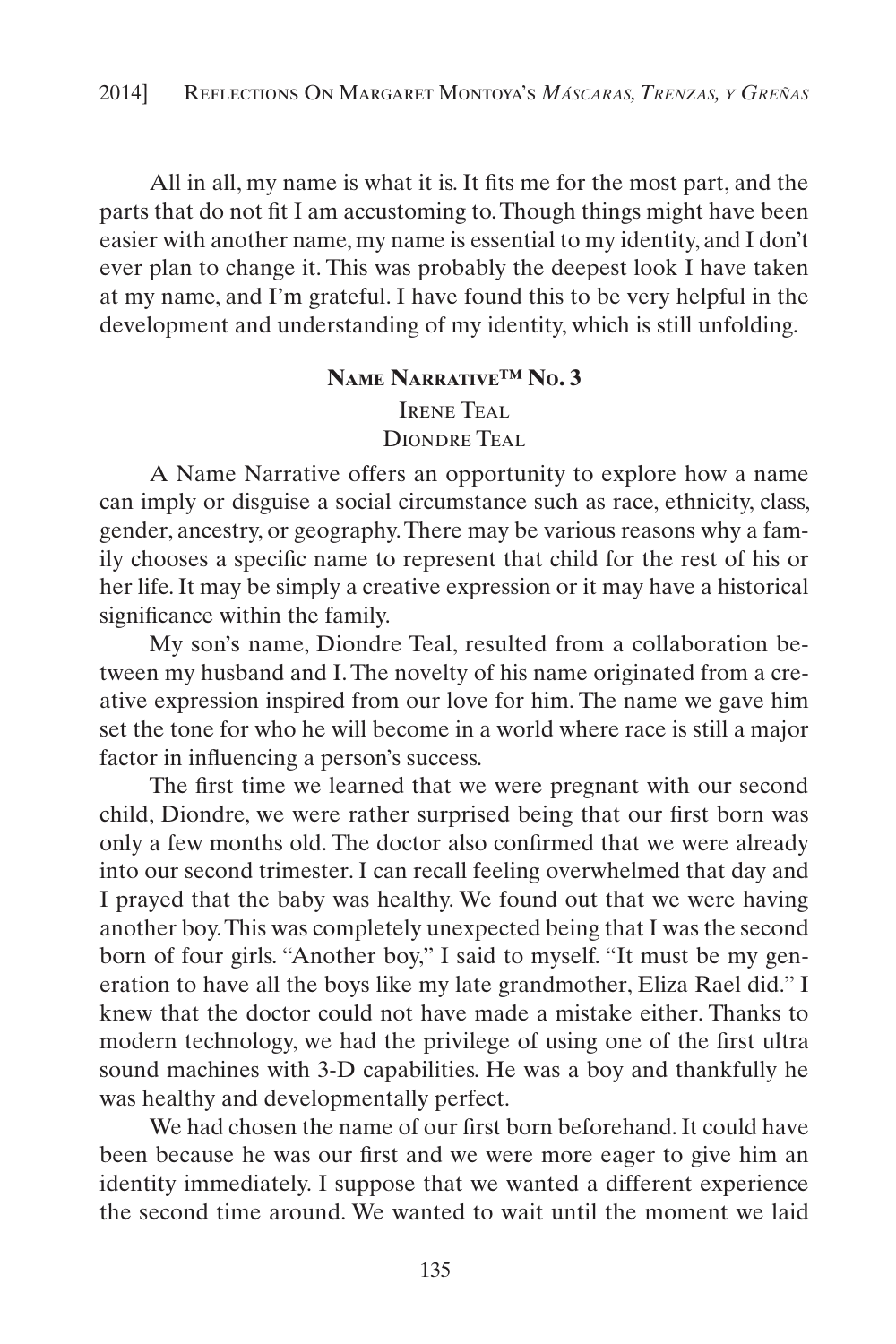All in all, my name is what it is. It fits me for the most part, and the parts that do not fit I am accustoming to. Though things might have been easier with another name, my name is essential to my identity, and I don't ever plan to change it. This was probably the deepest look I have taken at my name, and I'm grateful. I have found this to be very helpful in the development and understanding of my identity, which is still unfolding.

## Name Narrative™ No. 3

Irene Teal

Diondre Teal

A Name Narrative offers an opportunity to explore how a name can imply or disguise a social circumstance such as race, ethnicity, class, gender, ancestry, or geography. There may be various reasons why a family chooses a specific name to represent that child for the rest of his or her life. It may be simply a creative expression or it may have a historical significance within the family.

My son's name, Diondre Teal, resulted from a collaboration between my husband and I. The novelty of his name originated from a creative expression inspired from our love for him. The name we gave him set the tone for who he will become in a world where race is still a major factor in influencing a person's success.

The first time we learned that we were pregnant with our second child, Diondre, we were rather surprised being that our first born was only a few months old. The doctor also confirmed that we were already into our second trimester. I can recall feeling overwhelmed that day and I prayed that the baby was healthy. We found out that we were having another boy. This was completely unexpected being that I was the second born of four girls. "Another boy," I said to myself. "It must be my generation to have all the boys like my late grandmother, Eliza Rael did." I knew that the doctor could not have made a mistake either. Thanks to modern technology, we had the privilege of using one of the first ultra sound machines with 3-D capabilities. He was a boy and thankfully he was healthy and developmentally perfect.

We had chosen the name of our first born beforehand. It could have been because he was our first and we were more eager to give him an identity immediately. I suppose that we wanted a different experience the second time around. We wanted to wait until the moment we laid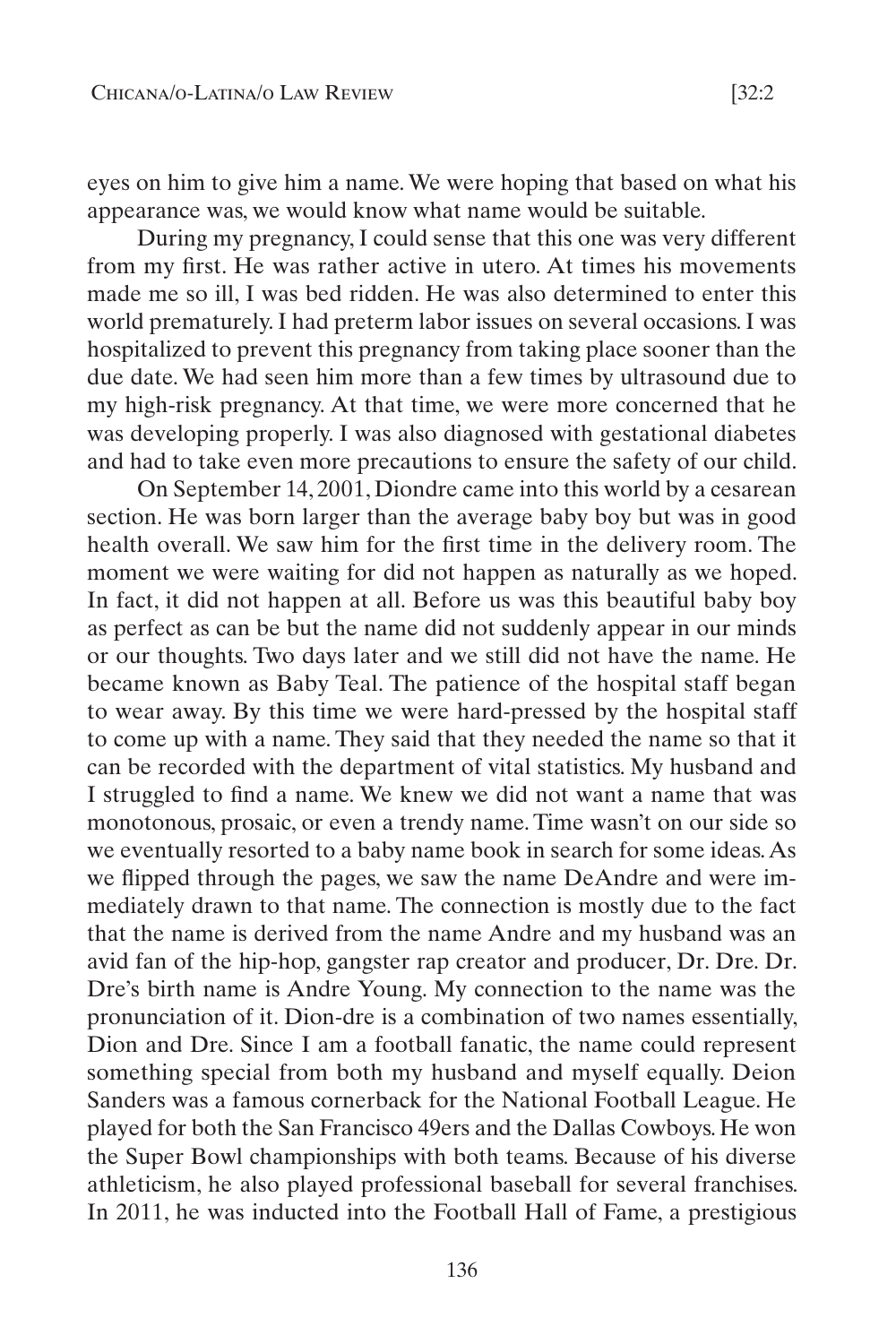eyes on him to give him a name. We were hoping that based on what his appearance was, we would know what name would be suitable.

During my pregnancy, I could sense that this one was very different from my first. He was rather active in utero. At times his movements made me so ill, I was bed ridden. He was also determined to enter this world prematurely. I had preterm labor issues on several occasions. I was hospitalized to prevent this pregnancy from taking place sooner than the due date. We had seen him more than a few times by ultrasound due to my high-risk pregnancy. At that time, we were more concerned that he was developing properly. I was also diagnosed with gestational diabetes and had to take even more precautions to ensure the safety of our child.

On September 14, 2001, Diondre came into this world by a cesarean section. He was born larger than the average baby boy but was in good health overall. We saw him for the first time in the delivery room. The moment we were waiting for did not happen as naturally as we hoped. In fact, it did not happen at all. Before us was this beautiful baby boy as perfect as can be but the name did not suddenly appear in our minds or our thoughts. Two days later and we still did not have the name. He became known as Baby Teal. The patience of the hospital staff began to wear away. By this time we were hard-pressed by the hospital staff to come up with a name. They said that they needed the name so that it can be recorded with the department of vital statistics. My husband and I struggled to find a name. We knew we did not want a name that was monotonous, prosaic, or even a trendy name. Time wasn't on our side so we eventually resorted to a baby name book in search for some ideas. As we flipped through the pages, we saw the name DeAndre and were immediately drawn to that name. The connection is mostly due to the fact that the name is derived from the name Andre and my husband was an avid fan of the hip-hop, gangster rap creator and producer, Dr. Dre. Dr. Dre's birth name is Andre Young. My connection to the name was the pronunciation of it. Dion-dre is a combination of two names essentially, Dion and Dre. Since I am a football fanatic, the name could represent something special from both my husband and myself equally. Deion Sanders was a famous cornerback for the National Football League. He played for both the San Francisco 49ers and the Dallas Cowboys. He won the Super Bowl championships with both teams. Because of his diverse athleticism, he also played professional baseball for several franchises. In 2011, he was inducted into the Football Hall of Fame, a prestigious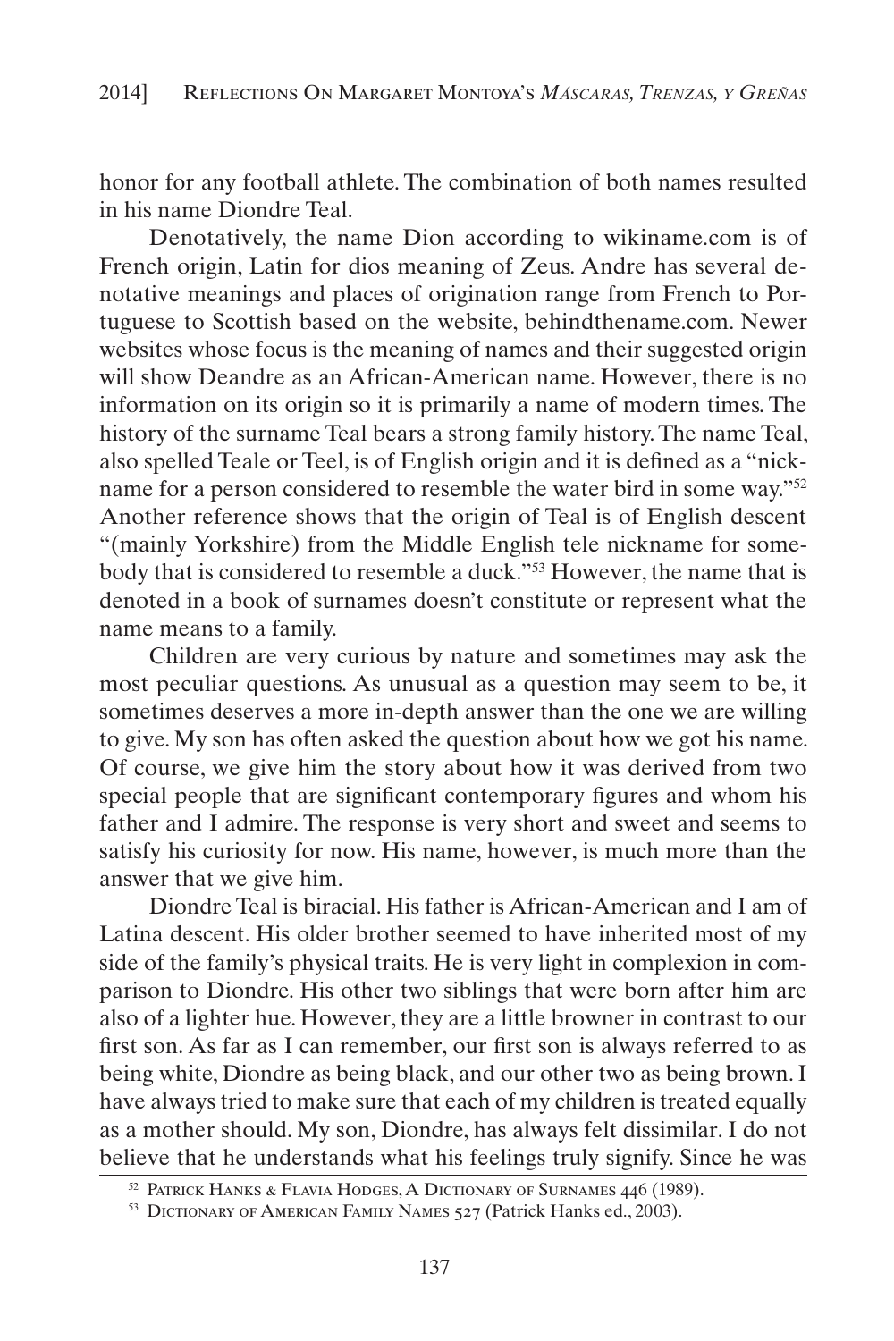honor for any football athlete. The combination of both names resulted in his name Diondre Teal.

Denotatively, the name Dion according to wikiname.com is of French origin, Latin for dios meaning of Zeus. Andre has several denotative meanings and places of origination range from French to Portuguese to Scottish based on the website, behindthename.com. Newer websites whose focus is the meaning of names and their suggested origin will show Deandre as an African-American name. However, there is no information on its origin so it is primarily a name of modern times. The history of the surname Teal bears a strong family history. The name Teal, also spelled Teale or Teel, is of English origin and it is defined as a "nickname for a person considered to resemble the water bird in some way."[52] Another reference shows that the origin of Teal is of English descent "(mainly Yorkshire) from the Middle English tele nickname for somebody that is considered to resemble a duck."[53] However, the name that is denoted in a book of surnames doesn't constitute or represent what the name means to a family.

Children are very curious by nature and sometimes may ask the most peculiar questions. As unusual as a question may seem to be, it sometimes deserves a more in-depth answer than the one we are willing to give. My son has often asked the question about how we got his name. Of course, we give him the story about how it was derived from two special people that are significant contemporary figures and whom his father and I admire. The response is very short and sweet and seems to satisfy his curiosity for now. His name, however, is much more than the answer that we give him.

Diondre Teal is biracial. His father is African-American and I am of Latina descent. His older brother seemed to have inherited most of my side of the family's physical traits. He is very light in complexion in comparison to Diondre. His other two siblings that were born after him are also of a lighter hue. However, they are a little browner in contrast to our first son. As far as I can remember, our first son is always referred to as being white, Diondre as being black, and our other two as being brown. I have always tried to make sure that each of my children is treated equally as a mother should. My son, Diondre, has always felt dissimilar. I do not believe that he understands what his feelings truly signify. Since he was

[52] Patrick Hanks & Flavia Hodges, A Dictionary of Surnames 446 (1989).

[53] Dictionary of American Family Names 527 (Patrick Hanks ed., 2003).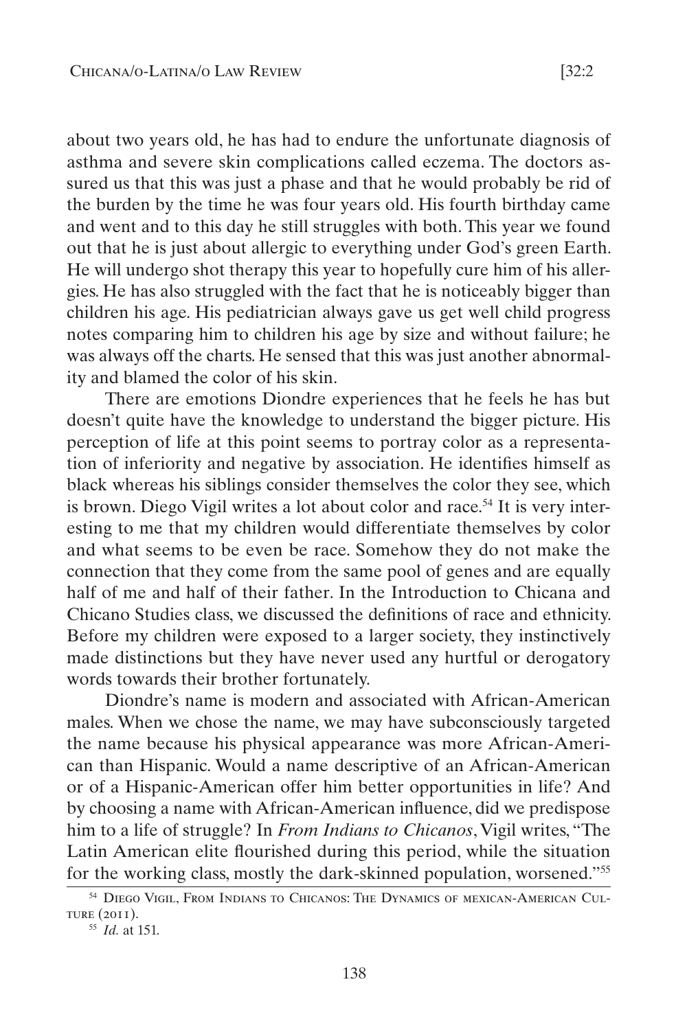about two years old, he has had to endure the unfortunate diagnosis of asthma and severe skin complications called eczema. The doctors assured us that this was just a phase and that he would probably be rid of the burden by the time he was four years old. His fourth birthday came and went and to this day he still struggles with both. This year we found out that he is just about allergic to everything under God's green Earth. He will undergo shot therapy this year to hopefully cure him of his allergies. He has also struggled with the fact that he is noticeably bigger than children his age. His pediatrician always gave us get well child progress notes comparing him to children his age by size and without failure; he was always off the charts. He sensed that this was just another abnormality and blamed the color of his skin.

There are emotions Diondre experiences that he feels he has but doesn't quite have the knowledge to understand the bigger picture. His perception of life at this point seems to portray color as a representation of inferiority and negative by association. He identifies himself as black whereas his siblings consider themselves the color they see, which is brown. Diego Vigil writes a lot about color and race.[54] It is very interesting to me that my children would differentiate themselves by color and what seems to be even be race. Somehow they do not make the connection that they come from the same pool of genes and are equally half of me and half of their father. In the Introduction to Chicana and Chicano Studies class, we discussed the definitions of race and ethnicity. Before my children were exposed to a larger society, they instinctively made distinctions but they have never used any hurtful or derogatory words towards their brother fortunately.

Diondre's name is modern and associated with African-American males. When we chose the name, we may have subconsciously targeted the name because his physical appearance was more African-American than Hispanic. Would a name descriptive of an African-American or of a Hispanic-American offer him better opportunities in life? And by choosing a name with African-American influence, did we predispose him to a life of struggle? In *From Indians to Chicanos*, Vigil writes, "The Latin American elite flourished during this period, while the situation for the working class, mostly the dark-skinned population, worsened."[55]

---

[54] Diego Vigil, From Indians to Chicanos: The Dynamics of mexican-American Culture (2011).

[55] *Id.* at 151.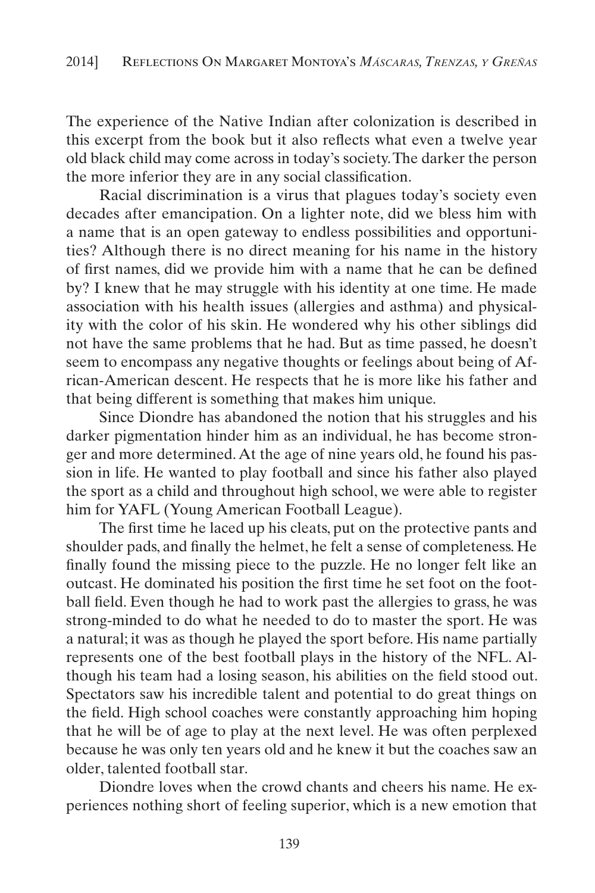The experience of the Native Indian after colonization is described in this excerpt from the book but it also reflects what even a twelve year old black child may come across in today's society. The darker the person the more inferior they are in any social classification.

Racial discrimination is a virus that plagues today's society even decades after emancipation. On a lighter note, did we bless him with a name that is an open gateway to endless possibilities and opportunities? Although there is no direct meaning for his name in the history of first names, did we provide him with a name that he can be defined by? I knew that he may struggle with his identity at one time. He made association with his health issues (allergies and asthma) and physicality with the color of his skin. He wondered why his other siblings did not have the same problems that he had. But as time passed, he doesn't seem to encompass any negative thoughts or feelings about being of African-American descent. He respects that he is more like his father and that being different is something that makes him unique.

Since Diondre has abandoned the notion that his struggles and his darker pigmentation hinder him as an individual, he has become stronger and more determined. At the age of nine years old, he found his passion in life. He wanted to play football and since his father also played the sport as a child and throughout high school, we were able to register him for YAFL (Young American Football League).

The first time he laced up his cleats, put on the protective pants and shoulder pads, and finally the helmet, he felt a sense of completeness. He finally found the missing piece to the puzzle. He no longer felt like an outcast. He dominated his position the first time he set foot on the football field. Even though he had to work past the allergies to grass, he was strong-minded to do what he needed to do to master the sport. He was a natural; it was as though he played the sport before. His name partially represents one of the best football plays in the history of the NFL. Although his team had a losing season, his abilities on the field stood out. Spectators saw his incredible talent and potential to do great things on the field. High school coaches were constantly approaching him hoping that he will be of age to play at the next level. He was often perplexed because he was only ten years old and he knew it but the coaches saw an older, talented football star.

Diondre loves when the crowd chants and cheers his name. He experiences nothing short of feeling superior, which is a new emotion that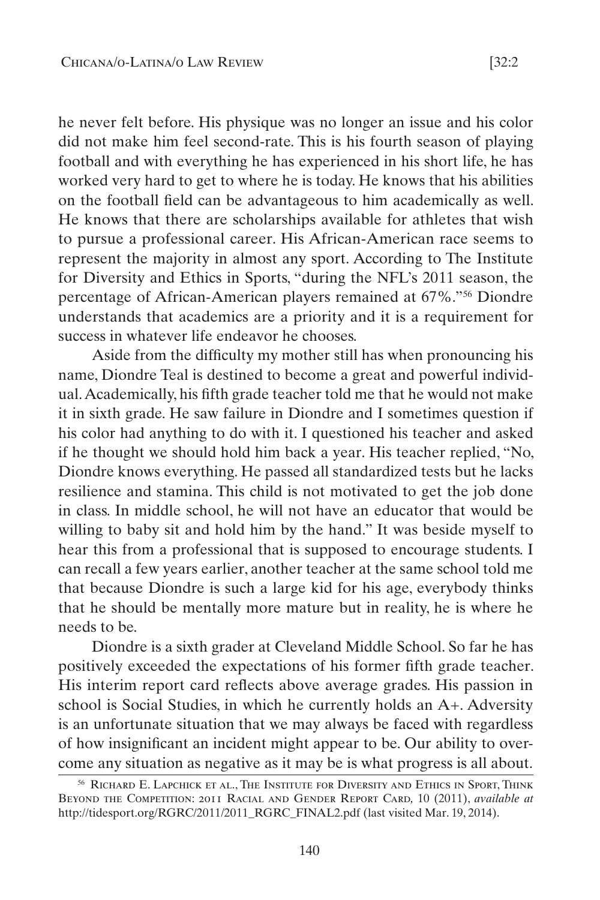he never felt before. His physique was no longer an issue and his color did not make him feel second-rate. This is his fourth season of playing football and with everything he has experienced in his short life, he has worked very hard to get to where he is today. He knows that his abilities on the football field can be advantageous to him academically as well. He knows that there are scholarships available for athletes that wish to pursue a professional career. His African-American race seems to represent the majority in almost any sport. According to The Institute for Diversity and Ethics in Sports, "during the NFL's 2011 season, the percentage of African-American players remained at 67%."[56] Diondre understands that academics are a priority and it is a requirement for success in whatever life endeavor he chooses.

Aside from the difficulty my mother still has when pronouncing his name, Diondre Teal is destined to become a great and powerful individual. Academically, his fifth grade teacher told me that he would not make it in sixth grade. He saw failure in Diondre and I sometimes question if his color had anything to do with it. I questioned his teacher and asked if he thought we should hold him back a year. His teacher replied, "No, Diondre knows everything. He passed all standardized tests but he lacks resilience and stamina. This child is not motivated to get the job done in class. In middle school, he will not have an educator that would be willing to baby sit and hold him by the hand." It was beside myself to hear this from a professional that is supposed to encourage students. I can recall a few years earlier, another teacher at the same school told me that because Diondre is such a large kid for his age, everybody thinks that he should be mentally more mature but in reality, he is where he needs to be.

Diondre is a sixth grader at Cleveland Middle School. So far he has positively exceeded the expectations of his former fifth grade teacher. His interim report card reflects above average grades. His passion in school is Social Studies, in which he currently holds an A+. Adversity is an unfortunate situation that we may always be faced with regardless of how insignificant an incident might appear to be. Our ability to overcome any situation as negative as it may be is what progress is all about.

---

[56] Richard E. Lapchick et al., The Institute for Diversity and Ethics in Sport, Think Beyond the Competition: 2011 Racial and Gender Report Card, 10 (2011), *available at* http://tidesport.org/RGRC/2011/2011_RGRC_FINAL2.pdf (last visited Mar. 19, 2014).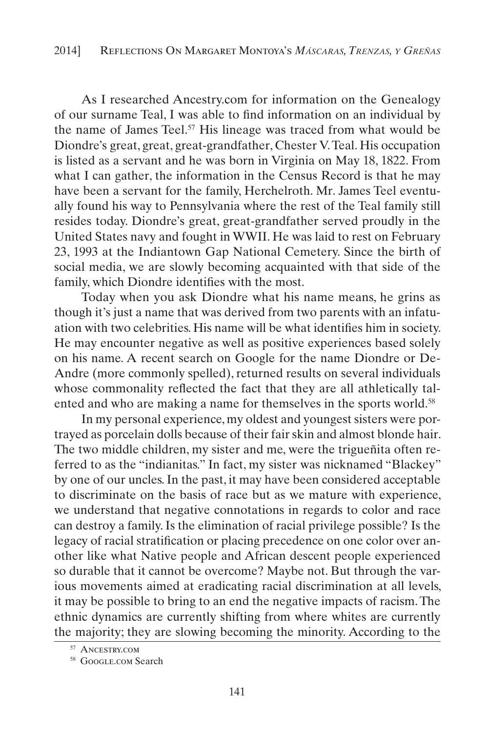As I researched Ancestry.com for information on the Genealogy of our surname Teal, I was able to find information on an individual by the name of James Teel.[57] His lineage was traced from what would be Diondre's great, great, great-grandfather, Chester V. Teal. His occupation is listed as a servant and he was born in Virginia on May 18, 1822. From what I can gather, the information in the Census Record is that he may have been a servant for the family, Herchelroth. Mr. James Teel eventually found his way to Pennsylvania where the rest of the Teal family still resides today. Diondre's great, great-grandfather served proudly in the United States navy and fought in WWII. He was laid to rest on February 23, 1993 at the Indiantown Gap National Cemetery. Since the birth of social media, we are slowly becoming acquainted with that side of the family, which Diondre identifies with the most.

Today when you ask Diondre what his name means, he grins as though it's just a name that was derived from two parents with an infatuation with two celebrities. His name will be what identifies him in society. He may encounter negative as well as positive experiences based solely on his name. A recent search on Google for the name Diondre or De-Andre (more commonly spelled), returned results on several individuals whose commonality reflected the fact that they are all athletically talented and who are making a name for themselves in the sports world.[58]

In my personal experience, my oldest and youngest sisters were portrayed as porcelain dolls because of their fair skin and almost blonde hair. The two middle children, my sister and me, were the trigueñita often referred to as the "indianitas." In fact, my sister was nicknamed "Blackey" by one of our uncles. In the past, it may have been considered acceptable to discriminate on the basis of race but as we mature with experience, we understand that negative connotations in regards to color and race can destroy a family. Is the elimination of racial privilege possible? Is the legacy of racial stratification or placing precedence on one color over another like what Native people and African descent people experienced so durable that it cannot be overcome? Maybe not. But through the various movements aimed at eradicating racial discrimination at all levels, it may be possible to bring to an end the negative impacts of racism. The ethnic dynamics are currently shifting from where whites are currently the majority; they are slowing becoming the minority. According to the

[57] Ancestry.com

[58] Google.com Search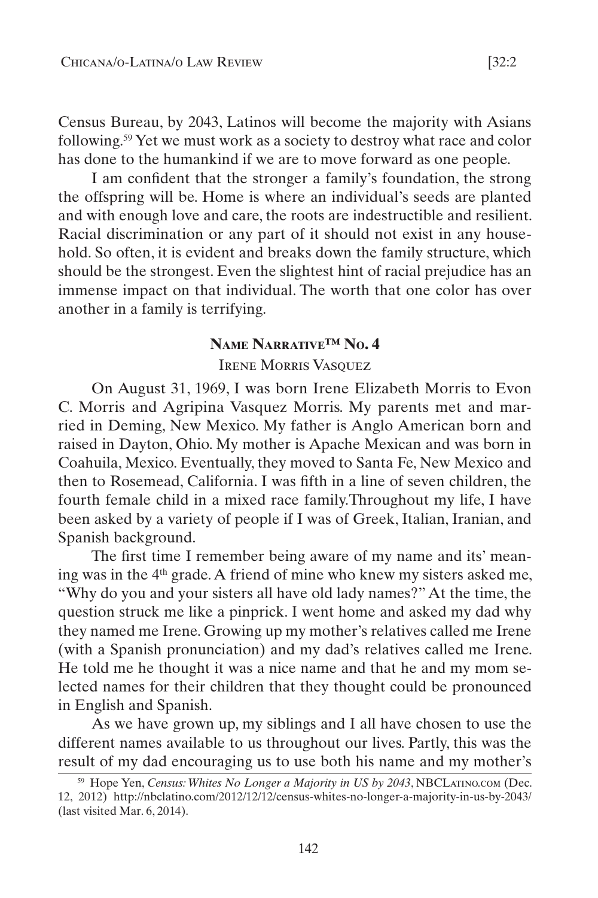Census Bureau, by 2043, Latinos will become the majority with Asians following.[59] Yet we must work as a society to destroy what race and color has done to the humankind if we are to move forward as one people.

I am confident that the stronger a family's foundation, the strong the offspring will be. Home is where an individual's seeds are planted and with enough love and care, the roots are indestructible and resilient. Racial discrimination or any part of it should not exist in any household. So often, it is evident and breaks down the family structure, which should be the strongest. Even the slightest hint of racial prejudice has an immense impact on that individual. The worth that one color has over another in a family is terrifying.

## Name Narrative™ No. 4

### Irene Morris Vasquez

On August 31, 1969, I was born Irene Elizabeth Morris to Evon C. Morris and Agripina Vasquez Morris. My parents met and married in Deming, New Mexico. My father is Anglo American born and raised in Dayton, Ohio. My mother is Apache Mexican and was born in Coahuila, Mexico. Eventually, they moved to Santa Fe, New Mexico and then to Rosemead, California. I was fifth in a line of seven children, the fourth female child in a mixed race family.Throughout my life, I have been asked by a variety of people if I was of Greek, Italian, Iranian, and Spanish background.

The first time I remember being aware of my name and its' meaning was in the 4th grade. A friend of mine who knew my sisters asked me, "Why do you and your sisters all have old lady names?" At the time, the question struck me like a pinprick. I went home and asked my dad why they named me Irene. Growing up my mother's relatives called me Irene (with a Spanish pronunciation) and my dad's relatives called me Irene. He told me he thought it was a nice name and that he and my mom selected names for their children that they thought could be pronounced in English and Spanish.

As we have grown up, my siblings and I all have chosen to use the different names available to us throughout our lives. Partly, this was the result of my dad encouraging us to use both his name and my mother's

[59] Hope Yen, *Census: Whites No Longer a Majority in US by 2043*, NBCLatino.com (Dec. 12, 2012) http://nbclatino.com/2012/12/12/census-whites-no-longer-a-majority-in-us-by-2043/ (last visited Mar. 6, 2014).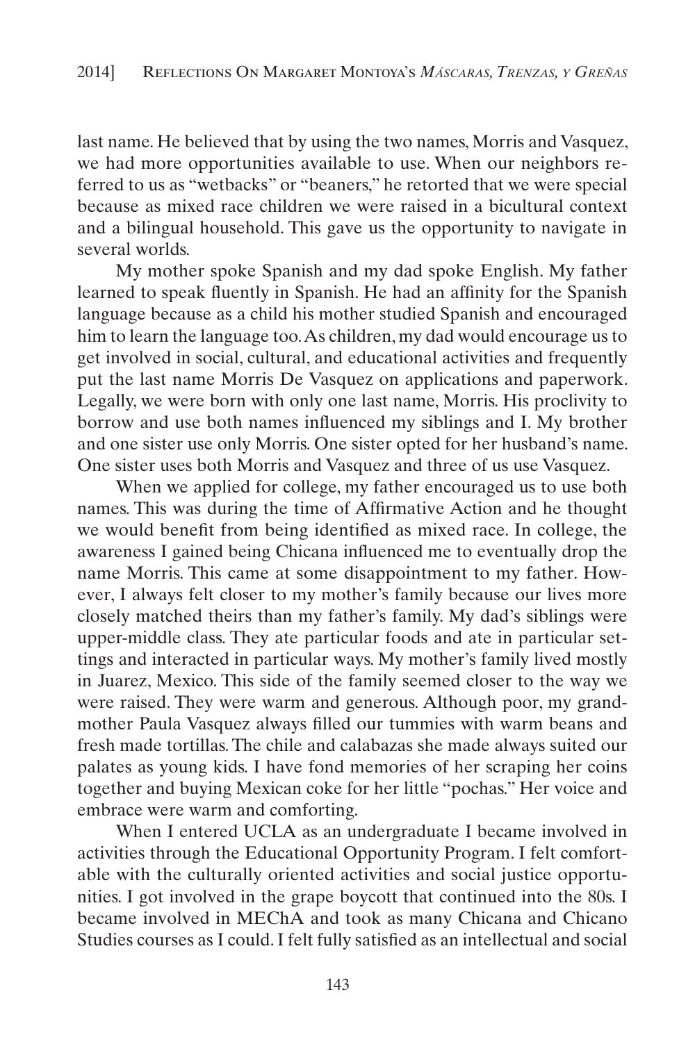last name. He believed that by using the two names, Morris and Vasquez, we had more opportunities available to use. When our neighbors referred to us as "wetbacks" or "beaners," he retorted that we were special because as mixed race children we were raised in a bicultural context and a bilingual household. This gave us the opportunity to navigate in several worlds.

My mother spoke Spanish and my dad spoke English. My father learned to speak fluently in Spanish. He had an affinity for the Spanish language because as a child his mother studied Spanish and encouraged him to learn the language too. As children, my dad would encourage us to get involved in social, cultural, and educational activities and frequently put the last name Morris De Vasquez on applications and paperwork. Legally, we were born with only one last name, Morris. His proclivity to borrow and use both names influenced my siblings and I. My brother and one sister use only Morris. One sister opted for her husband's name. One sister uses both Morris and Vasquez and three of us use Vasquez.

When we applied for college, my father encouraged us to use both names. This was during the time of Affirmative Action and he thought we would benefit from being identified as mixed race. In college, the awareness I gained being Chicana influenced me to eventually drop the name Morris. This came at some disappointment to my father. However, I always felt closer to my mother's family because our lives more closely matched theirs than my father's family. My dad's siblings were upper-middle class. They ate particular foods and ate in particular settings and interacted in particular ways. My mother's family lived mostly in Juarez, Mexico. This side of the family seemed closer to the way we were raised. They were warm and generous. Although poor, my grandmother Paula Vasquez always filled our tummies with warm beans and fresh made tortillas. The chile and calabazas she made always suited our palates as young kids. I have fond memories of her scraping her coins together and buying Mexican coke for her little "pochas." Her voice and embrace were warm and comforting.

When I entered UCLA as an undergraduate I became involved in activities through the Educational Opportunity Program. I felt comfortable with the culturally oriented activities and social justice opportunities. I got involved in the grape boycott that continued into the 80s. I became involved in MEChA and took as many Chicana and Chicano Studies courses as I could. I felt fully satisfied as an intellectual and social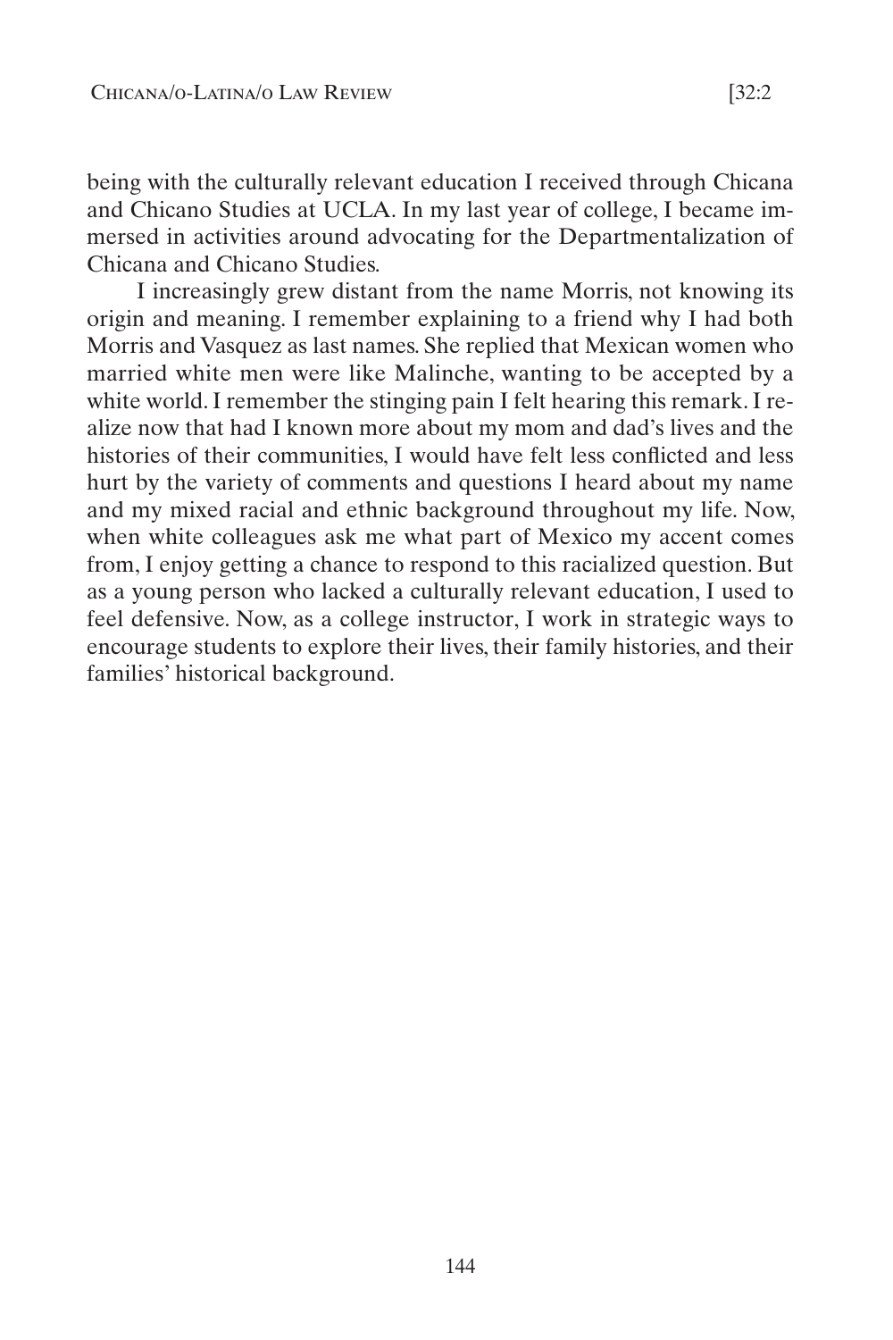being with the culturally relevant education I received through Chicana and Chicano Studies at UCLA. In my last year of college, I became immersed in activities around advocating for the Departmentalization of Chicana and Chicano Studies.

I increasingly grew distant from the name Morris, not knowing its origin and meaning. I remember explaining to a friend why I had both Morris and Vasquez as last names. She replied that Mexican women who married white men were like Malinche, wanting to be accepted by a white world. I remember the stinging pain I felt hearing this remark. I realize now that had I known more about my mom and dad's lives and the histories of their communities, I would have felt less conflicted and less hurt by the variety of comments and questions I heard about my name and my mixed racial and ethnic background throughout my life. Now, when white colleagues ask me what part of Mexico my accent comes from, I enjoy getting a chance to respond to this racialized question. But as a young person who lacked a culturally relevant education, I used to feel defensive. Now, as a college instructor, I work in strategic ways to encourage students to explore their lives, their family histories, and their families' historical background.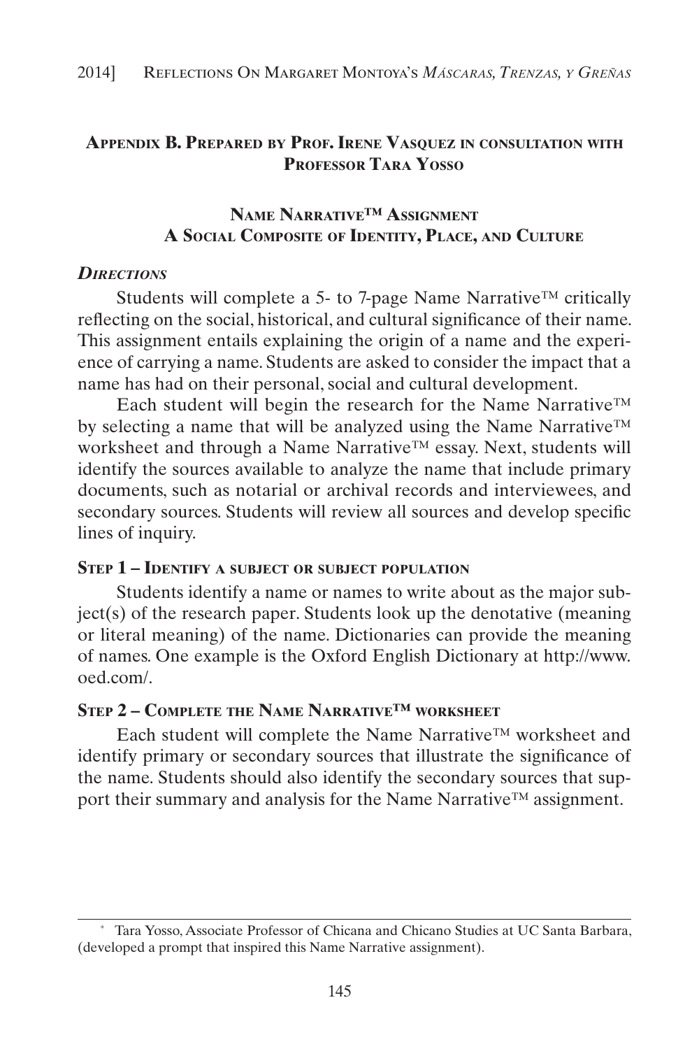## Appendix B. Prepared by Prof. Irene Vasquez in consultation with Professor Tara Yosso*

### Name Narrative™ Assignment
### A Social Composite of Identity, Place, and Culture

***Directions***

Students will complete a 5- to 7-page Name Narrative™ critically reflecting on the social, historical, and cultural significance of their name. This assignment entails explaining the origin of a name and the experience of carrying a name. Students are asked to consider the impact that a name has had on their personal, social and cultural development.

Each student will begin the research for the Name Narrative™ by selecting a name that will be analyzed using the Name Narrative™ worksheet and through a Name Narrative™ essay. Next, students will identify the sources available to analyze the name that include primary documents, such as notarial or archival records and interviewees, and secondary sources. Students will review all sources and develop specific lines of inquiry.

**Step 1 – Identify a subject or subject population**

Students identify a name or names to write about as the major subject(s) of the research paper. Students look up the denotative (meaning or literal meaning) of the name. Dictionaries can provide the meaning of names. One example is the Oxford English Dictionary at http://www.oed.com/.

**Step 2 – Complete the Name Narrative™ worksheet**

Each student will complete the Name Narrative™ worksheet and identify primary or secondary sources that illustrate the significance of the name. Students should also identify the secondary sources that support their summary and analysis for the Name Narrative™ assignment.

---

\* Tara Yosso, Associate Professor of Chicana and Chicano Studies at UC Santa Barbara, (developed a prompt that inspired this Name Narrative assignment).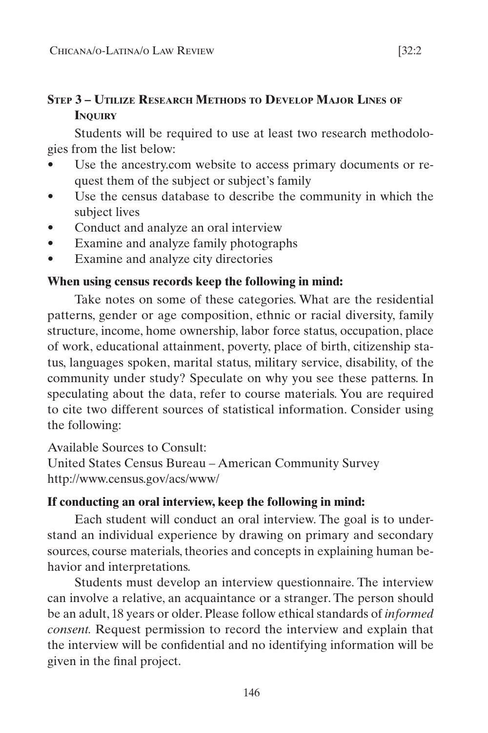### Step 3 – Utilize Research Methods to Develop Major Lines of Inquiry

Students will be required to use at least two research methodologies from the list below:

- Use the ancestry.com website to access primary documents or request them of the subject or subject's family
- Use the census database to describe the community in which the subject lives
- Conduct and analyze an oral interview
- Examine and analyze family photographs
- Examine and analyze city directories

**When using census records keep the following in mind:**

Take notes on some of these categories. What are the residential patterns, gender or age composition, ethnic or racial diversity, family structure, income, home ownership, labor force status, occupation, place of work, educational attainment, poverty, place of birth, citizenship status, languages spoken, marital status, military service, disability, of the community under study? Speculate on why you see these patterns. In speculating about the data, refer to course materials. You are required to cite two different sources of statistical information. Consider using the following:

Available Sources to Consult:
United States Census Bureau – American Community Survey
http://www.census.gov/acs/www/

**If conducting an oral interview, keep the following in mind:**

Each student will conduct an oral interview. The goal is to understand an individual experience by drawing on primary and secondary sources, course materials, theories and concepts in explaining human behavior and interpretations.

Students must develop an interview questionnaire. The interview can involve a relative, an acquaintance or a stranger. The person should be an adult, 18 years or older. Please follow ethical standards of *informed consent.* Request permission to record the interview and explain that the interview will be confidential and no identifying information will be given in the final project.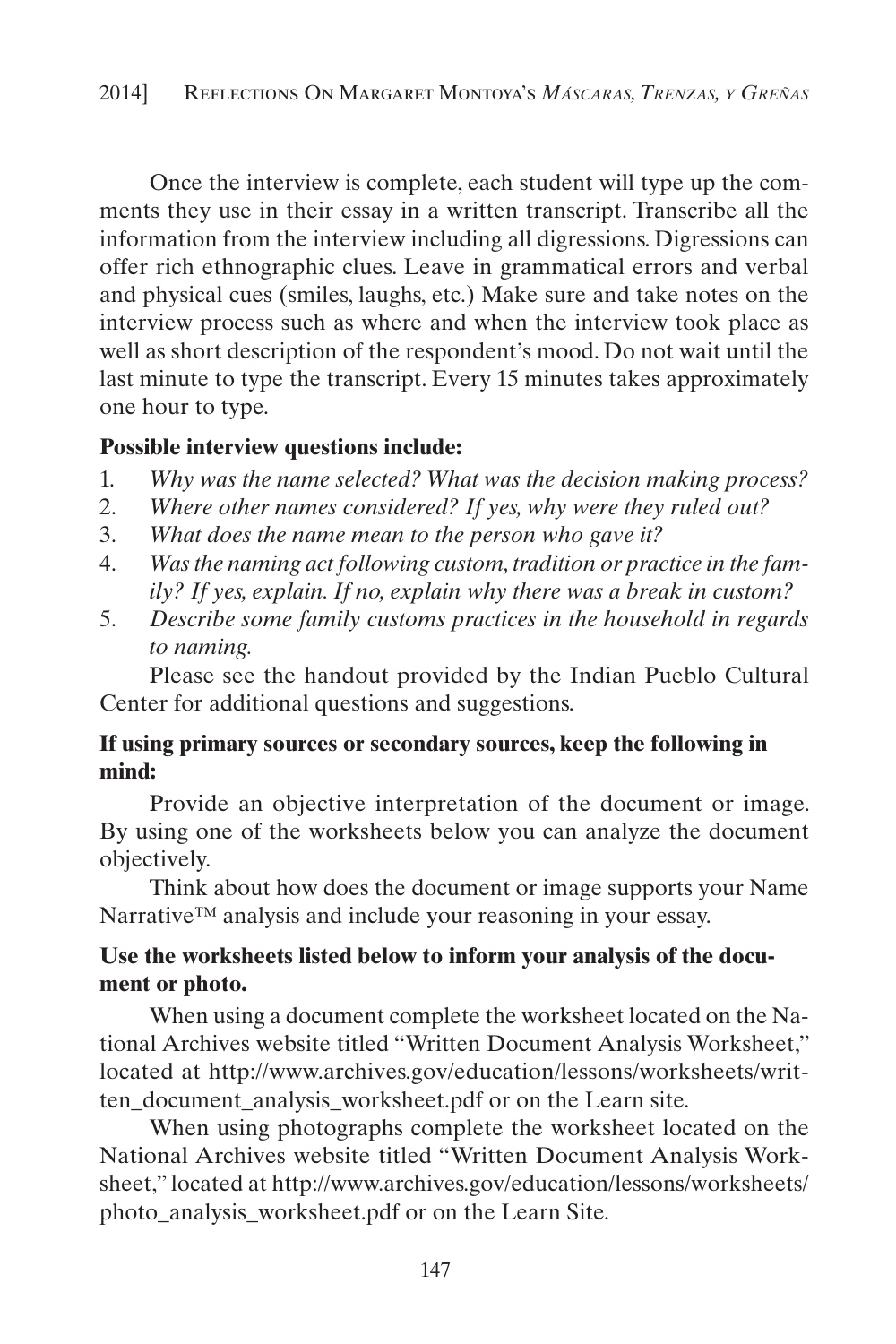Once the interview is complete, each student will type up the comments they use in their essay in a written transcript. Transcribe all the information from the interview including all digressions. Digressions can offer rich ethnographic clues. Leave in grammatical errors and verbal and physical cues (smiles, laughs, etc.) Make sure and take notes on the interview process such as where and when the interview took place as well as short description of the respondent's mood. Do not wait until the last minute to type the transcript. Every 15 minutes takes approximately one hour to type.

**Possible interview questions include:**

1. *Why was the name selected? What was the decision making process?*
2. *Where other names considered? If yes, why were they ruled out?*
3. *What does the name mean to the person who gave it?*
4. *Was the naming act following custom, tradition or practice in the family? If yes, explain. If no, explain why there was a break in custom?*
5. *Describe some family customs practices in the household in regards to naming.*

Please see the handout provided by the Indian Pueblo Cultural Center for additional questions and suggestions.

**If using primary sources or secondary sources, keep the following in mind:**

Provide an objective interpretation of the document or image. By using one of the worksheets below you can analyze the document objectively.

Think about how does the document or image supports your Name Narrative™ analysis and include your reasoning in your essay.

**Use the worksheets listed below to inform your analysis of the document or photo.**

When using a document complete the worksheet located on the National Archives website titled "Written Document Analysis Worksheet," located at http://www.archives.gov/education/lessons/worksheets/written_document_analysis_worksheet.pdf or on the Learn site.

When using photographs complete the worksheet located on the National Archives website titled "Written Document Analysis Worksheet," located at http://www.archives.gov/education/lessons/worksheets/photo_analysis_worksheet.pdf or on the Learn Site.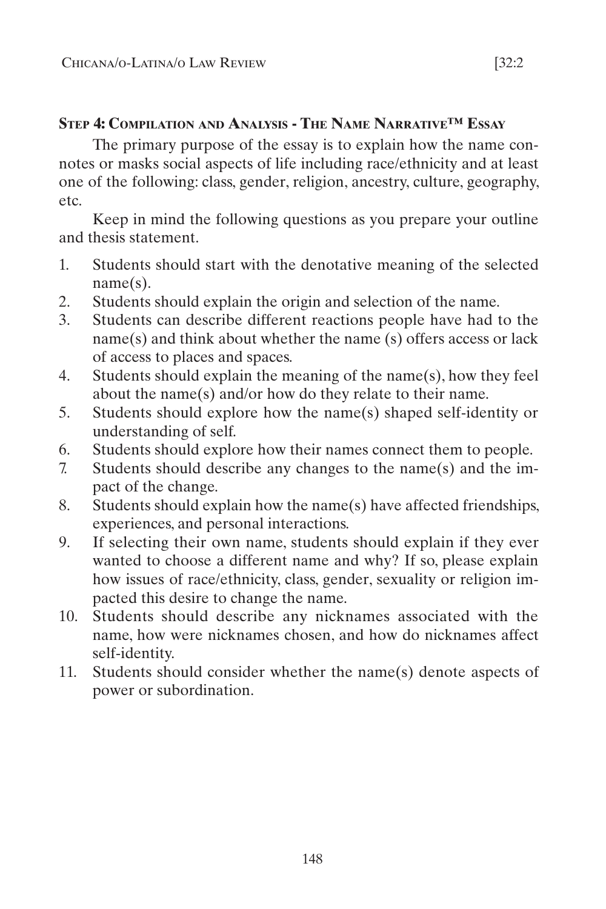**Step 4: Compilation and Analysis - The Name Narrative™ Essay**

The primary purpose of the essay is to explain how the name connotes or masks social aspects of life including race/ethnicity and at least one of the following: class, gender, religion, ancestry, culture, geography, etc.

Keep in mind the following questions as you prepare your outline and thesis statement.

1. Students should start with the denotative meaning of the selected name(s).
2. Students should explain the origin and selection of the name.
3. Students can describe different reactions people have had to the name(s) and think about whether the name (s) offers access or lack of access to places and spaces.
4. Students should explain the meaning of the name(s), how they feel about the name(s) and/or how do they relate to their name.
5. Students should explore how the name(s) shaped self-identity or understanding of self.
6. Students should explore how their names connect them to people.
7. Students should describe any changes to the name(s) and the impact of the change.
8. Students should explain how the name(s) have affected friendships, experiences, and personal interactions.
9. If selecting their own name, students should explain if they ever wanted to choose a different name and why? If so, please explain how issues of race/ethnicity, class, gender, sexuality or religion impacted this desire to change the name.
10. Students should describe any nicknames associated with the name, how were nicknames chosen, and how do nicknames affect self-identity.
11. Students should consider whether the name(s) denote aspects of power or subordination.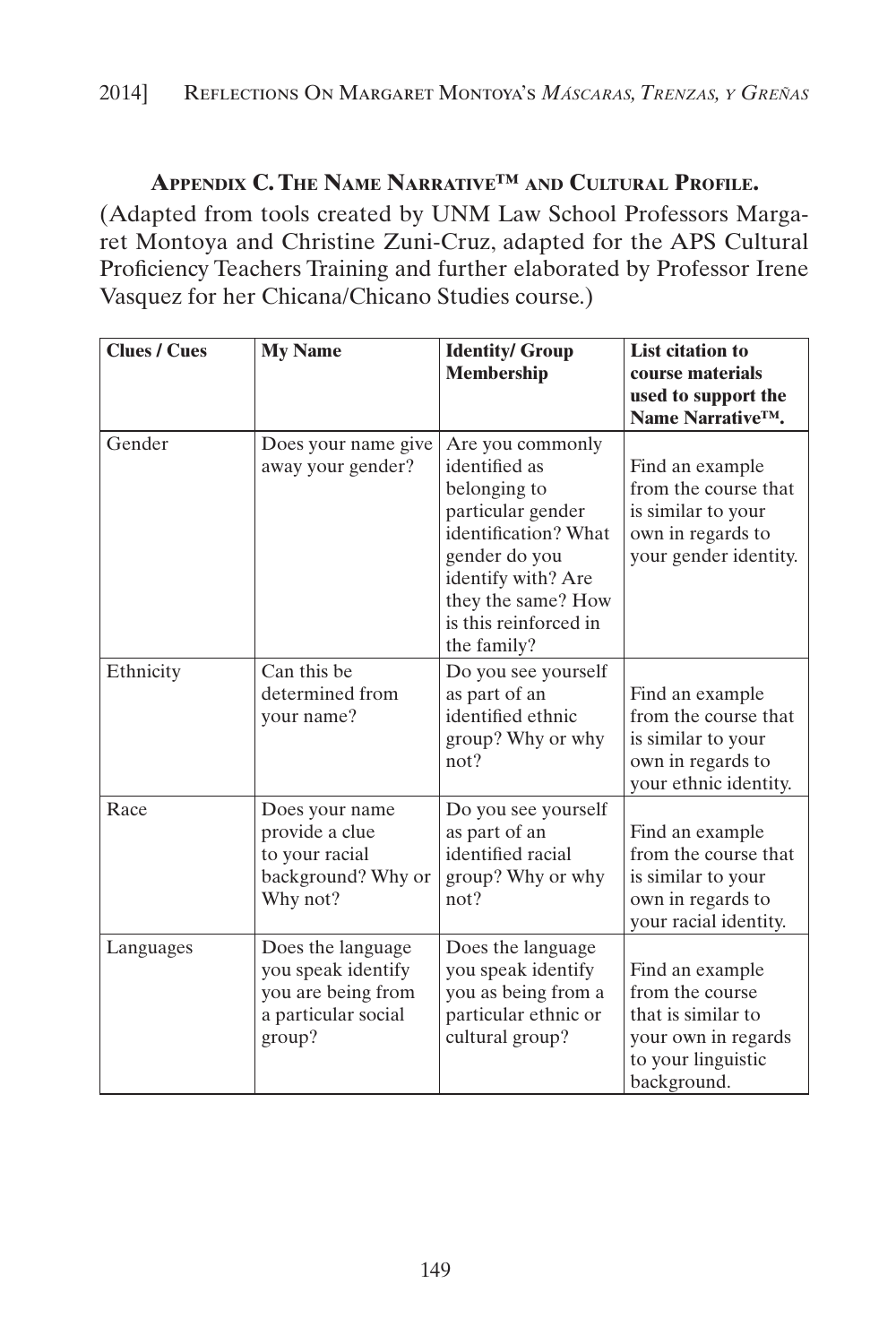## Appendix C. The Name Narrative™ and Cultural Profile.

(Adapted from tools created by UNM Law School Professors Margaret Montoya and Christine Zuni-Cruz, adapted for the APS Cultural Proficiency Teachers Training and further elaborated by Professor Irene Vasquez for her Chicana/Chicano Studies course.)

| Clues / Cues | My Name | Identity/ Group Membership | List citation to course materials used to support the Name Narrative™. |
|---|---|---|---|
| Gender | Does your name give away your gender? | Are you commonly identified as belonging to particular gender identification? What gender do you identify with? Are they the same? How is this reinforced in the family? | Find an example from the course that is similar to your own in regards to your gender identity. |
| Ethnicity | Can this be determined from your name? | Do you see yourself as part of an identified ethnic group? Why or why not? | Find an example from the course that is similar to your own in regards to your ethnic identity. |
| Race | Does your name provide a clue to your racial background? Why or Why not? | Do you see yourself as part of an identified racial group? Why or why not? | Find an example from the course that is similar to your own in regards to your racial identity. |
| Languages | Does the language you speak identify you are being from a particular social group? | Does the language you speak identify you as being from a particular ethnic or cultural group? | Find an example from the course that is similar to your own in regards to your linguistic background. |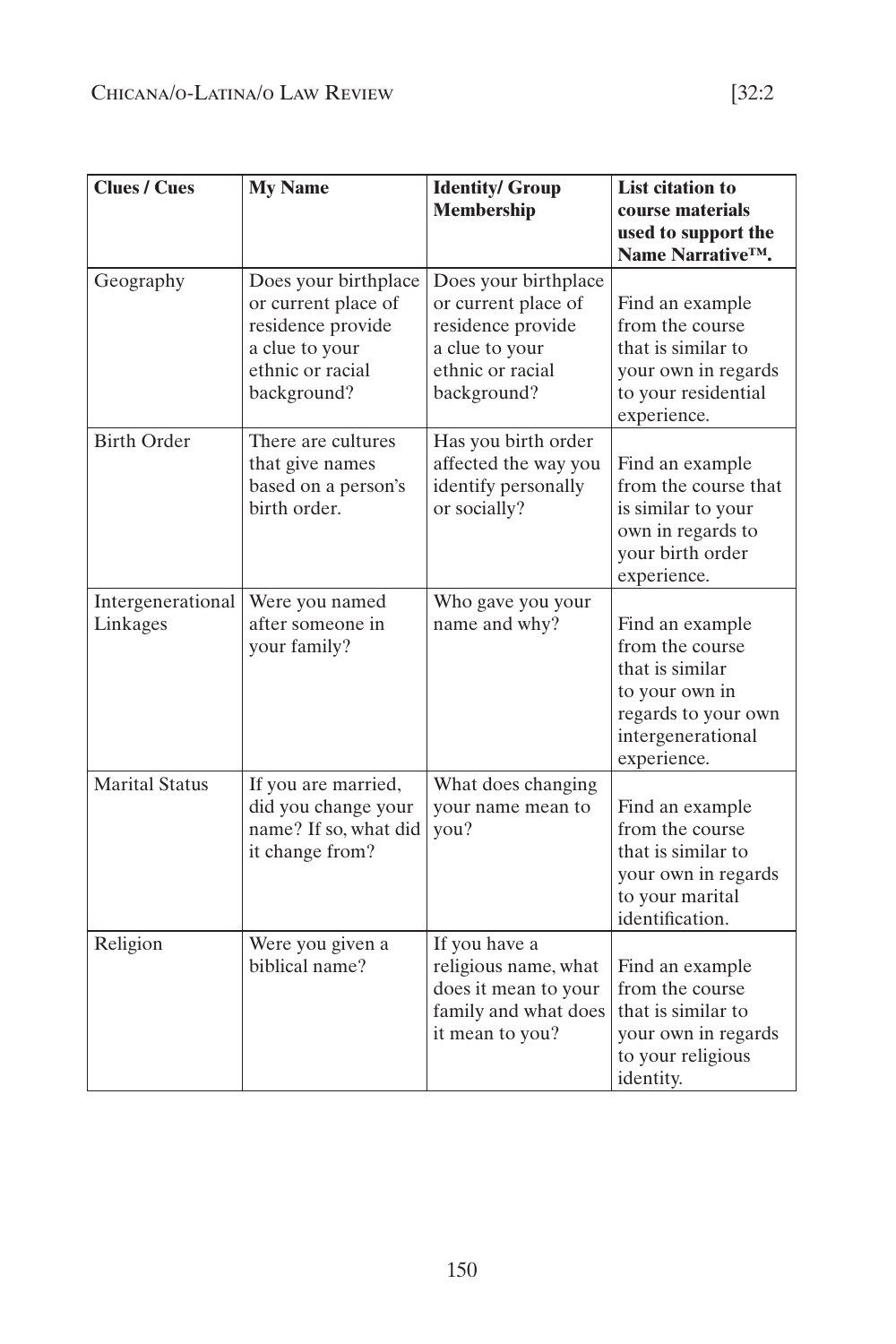| **Clues / Cues** | **My Name** | **Identity/ Group Membership** | **List citation to course materials used to support the Name Narrative™.** |
|---|---|---|---|
| Geography | Does your birthplace or current place of residence provide a clue to your ethnic or racial background? | Does your birthplace or current place of residence provide a clue to your ethnic or racial background? | Find an example from the course that is similar to your own in regards to your residential experience. |
| Birth Order | There are cultures that give names based on a person's birth order. | Has you birth order affected the way you identify personally or socially? | Find an example from the course that is similar to your own in regards to your birth order experience. |
| Intergenerational Linkages | Were you named after someone in your family? | Who gave you your name and why? | Find an example from the course that is similar to your own in regards to your own intergenerational experience. |
| Marital Status | If you are married, did you change your name? If so, what did it change from? | What does changing your name mean to you? | Find an example from the course that is similar to your own in regards to your marital identification. |
| Religion | Were you given a biblical name? | If you have a religious name, what does it mean to your family and what does it mean to you? | Find an example from the course that is similar to your own in regards to your religious identity. |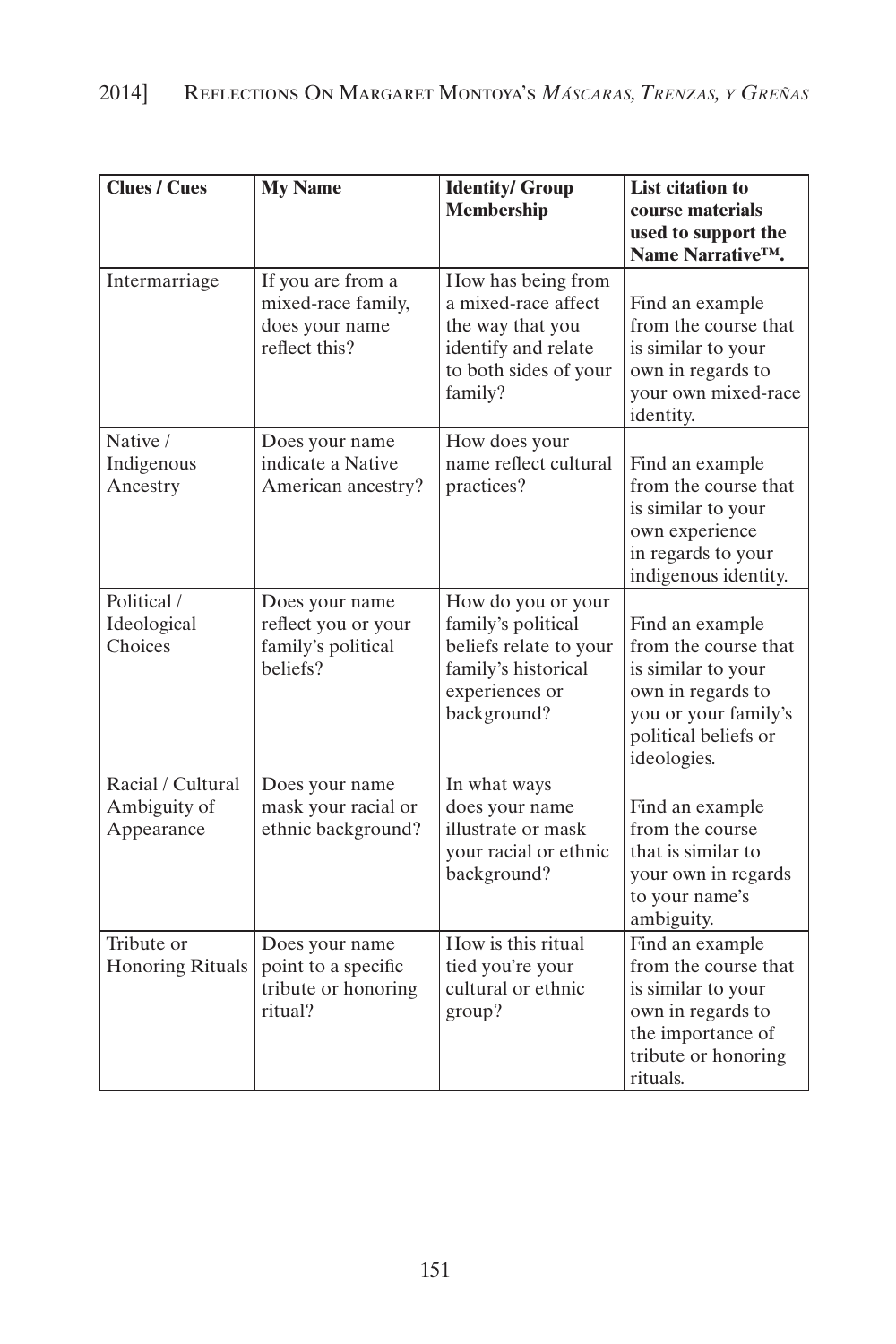| Clues / Cues | My Name | Identity/ Group Membership | List citation to course materials used to support the Name Narrative™. |
|---|---|---|---|
| Intermarriage | If you are from a mixed-race family, does your name reflect this? | How has being from a mixed-race affect the way that you identify and relate to both sides of your family? | Find an example from the course that is similar to your own in regards to your own mixed-race identity. |
| Native / Indigenous Ancestry | Does your name indicate a Native American ancestry? | How does your name reflect cultural practices? | Find an example from the course that is similar to your own experience in regards to your indigenous identity. |
| Political / Ideological Choices | Does your name reflect you or your family's political beliefs? | How do you or your family's political beliefs relate to your family's historical experiences or background? | Find an example from the course that is similar to your own in regards to you or your family's political beliefs or ideologies. |
| Racial / Cultural Ambiguity of Appearance | Does your name mask your racial or ethnic background? | In what ways does your name illustrate or mask your racial or ethnic background? | Find an example from the course that is similar to your own in regards to your name's ambiguity. |
| Tribute or Honoring Rituals | Does your name point to a specific tribute or honoring ritual? | How is this ritual tied you're your cultural or ethnic group? | Find an example from the course that is similar to your own in regards to the importance of tribute or honoring rituals. |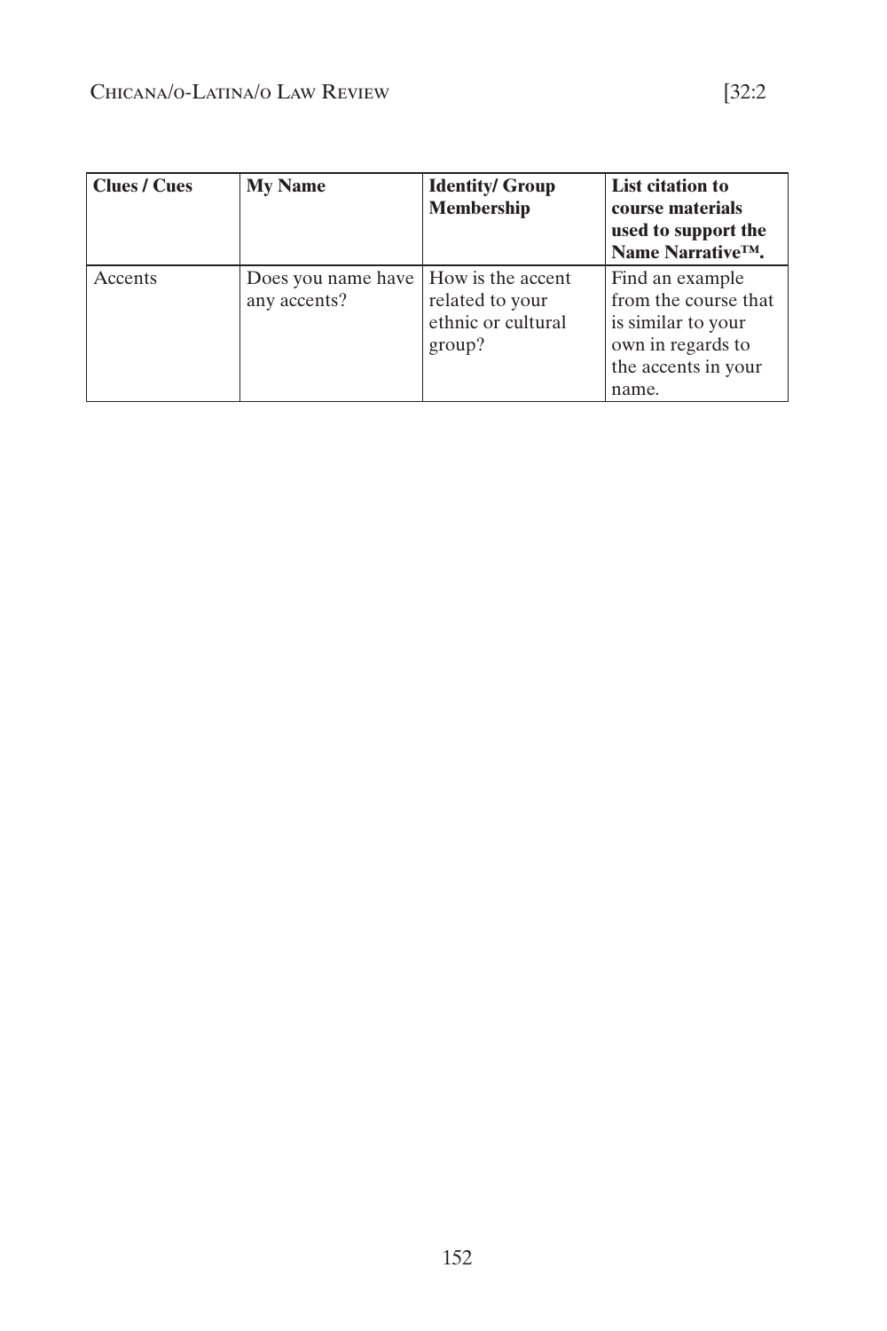| Clues / Cues | My Name | Identity/ Group Membership | List citation to course materials used to support the Name Narrative™. |
|---|---|---|---|
| Accents | Does you name have any accents? | How is the accent related to your ethnic or cultural group? | Find an example from the course that is similar to your own in regards to the accents in your name. |